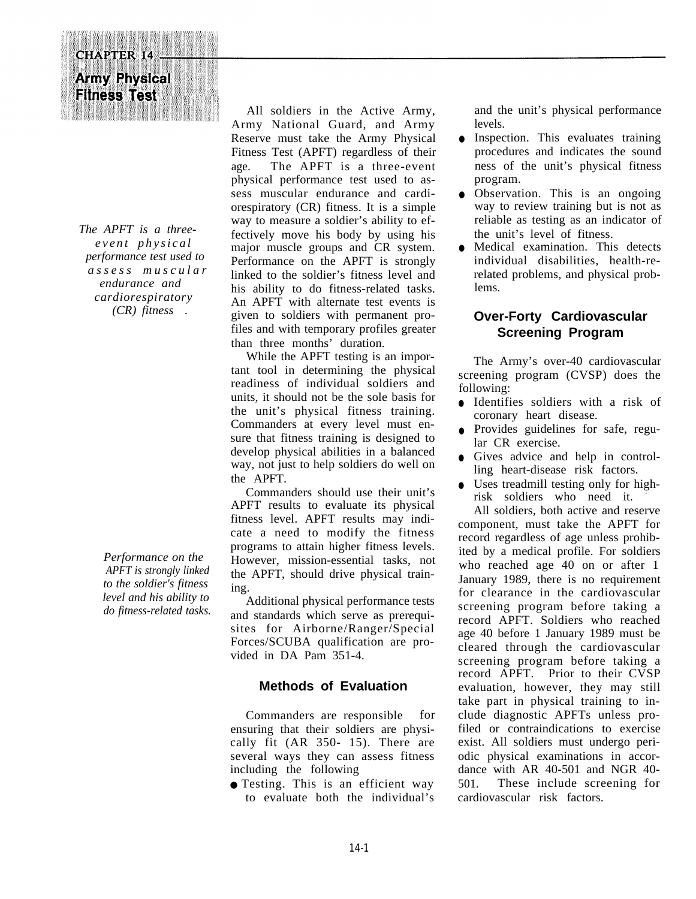# CHAPTER 14

# Army Physical Fitness Test

*The APFT is a three-event physical performance test used to assess muscular endurance and cardiorespiratory (CR) fitness.*

All soldiers in the Active Army, Army National Guard, and Army Reserve must take the Army Physical Fitness Test (APFT) regardless of their age. The APFT is a three-event physical performance test used to assess muscular endurance and cardiorespiratory (CR) fitness. It is a simple way to measure a soldier's ability to effectively move his body by using his major muscle groups and CR system. Performance on the APFT is strongly linked to the soldier's fitness level and his ability to do fitness-related tasks. An APFT with alternate test events is given to soldiers with permanent profiles and with temporary profiles greater than three months' duration.

While the APFT testing is an important tool in determining the physical readiness of individual soldiers and units, it should not be the sole basis for the unit's physical fitness training. Commanders at every level must ensure that fitness training is designed to develop physical abilities in a balanced way, not just to help soldiers do well on the APFT.

*Performance on the APFT is strongly linked to the soldier's fitness level and his ability to do fitness-related tasks.*

Commanders should use their unit's APFT results to evaluate its physical fitness level. APFT results may indicate a need to modify the fitness programs to attain higher fitness levels. However, mission-essential tasks, not the APFT, should drive physical training.

Additional physical performance tests and standards which serve as prerequisites for Airborne/Ranger/Special Forces/SCUBA qualification are provided in DA Pam 351-4.

## Methods of Evaluation

Commanders are responsible for ensuring that their soldiers are physically fit (AR 350- 15). There are several ways they can assess fitness including the following

- Testing. This is an efficient way to evaluate both the individual's and the unit's physical performance levels.
- Inspection. This evaluates training procedures and indicates the soundness of the unit's physical fitness program.
- Observation. This is an ongoing way to review training but is not as reliable as testing as an indicator of the unit's level of fitness.
- Medical examination. This detects individual disabilities, health-related problems, and physical problems.

## Over-Forty Cardiovascular Screening Program

The Army's over-40 cardiovascular screening program (CVSP) does the following:

- Identifies soldiers with a risk of coronary heart disease.
- Provides guidelines for safe, regular CR exercise.
- Gives advice and help in controlling heart-disease risk factors.
- Uses treadmill testing only for high-risk soldiers who need it.

All soldiers, both active and reserve component, must take the APFT for record regardless of age unless prohibited by a medical profile. For soldiers who reached age 40 on or after 1 January 1989, there is no requirement for clearance in the cardiovascular screening program before taking a record APFT. Soldiers who reached age 40 before 1 January 1989 must be cleared through the cardiovascular screening program before taking a record APFT. Prior to their CVSP evaluation, however, they may still take part in physical training to include diagnostic APFTs unless profiled or contraindications to exercise exist. All soldiers must undergo periodic physical examinations in accordance with AR 40-501 and NGR 40-501. These include screening for cardiovascular risk factors.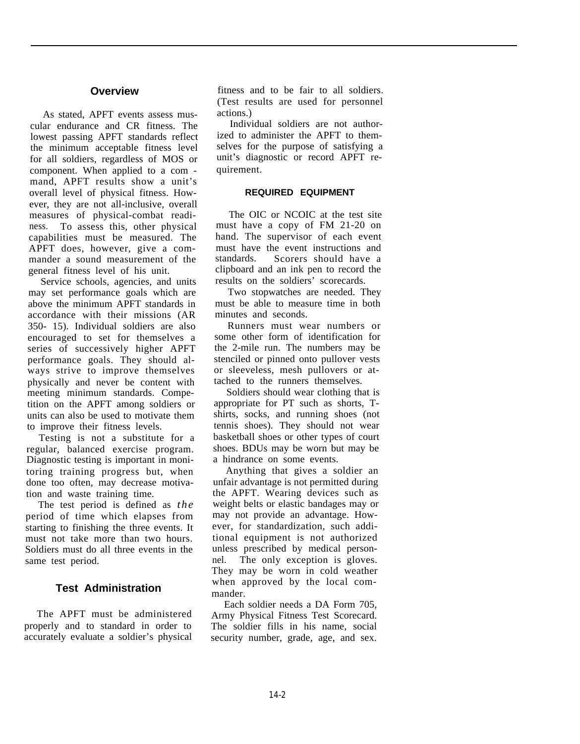## Overview

As stated, APFT events assess muscular endurance and CR fitness. The lowest passing APFT standards reflect the minimum acceptable fitness level for all soldiers, regardless of MOS or component. When applied to a command, APFT results show a unit's overall level of physical fitness. However, they are not all-inclusive, overall measures of physical-combat readiness. To assess this, other physical capabilities must be measured. The APFT does, however, give a commander a sound measurement of the general fitness level of his unit.

Service schools, agencies, and units may set performance goals which are above the minimum APFT standards in accordance with their missions (AR 350- 15). Individual soldiers are also encouraged to set for themselves a series of successively higher APFT performance goals. They should always strive to improve themselves physically and never be content with meeting minimum standards. Competition on the APFT among soldiers or units can also be used to motivate them to improve their fitness levels.

Testing is not a substitute for a regular, balanced exercise program. Diagnostic testing is important in monitoring training progress but, when done too often, may decrease motivation and waste training time.

The test period is defined as *the* period of time which elapses from starting to finishing the three events. It must not take more than two hours. Soldiers must do all three events in the same test period.

## Test Administration

The APFT must be administered properly and to standard in order to accurately evaluate a soldier's physical fitness and to be fair to all soldiers. (Test results are used for personnel actions.)

Individual soldiers are not authorized to administer the APFT to themselves for the purpose of satisfying a unit's diagnostic or record APFT requirement.

### REQUIRED EQUIPMENT

The OIC or NCOIC at the test site must have a copy of FM 21-20 on hand. The supervisor of each event must have the event instructions and standards. Scorers should have a clipboard and an ink pen to record the results on the soldiers' scorecards.

Two stopwatches are needed. They must be able to measure time in both minutes and seconds.

Runners must wear numbers or some other form of identification for the 2-mile run. The numbers may be stenciled or pinned onto pullover vests or sleeveless, mesh pullovers or attached to the runners themselves.

Soldiers should wear clothing that is appropriate for PT such as shorts, T-shirts, socks, and running shoes (not tennis shoes). They should not wear basketball shoes or other types of court shoes. BDUs may be worn but may be a hindrance on some events.

Anything that gives a soldier an unfair advantage is not permitted during the APFT. Wearing devices such as weight belts or elastic bandages may or may not provide an advantage. However, for standardization, such additional equipment is not authorized unless prescribed by medical personnel. The only exception is gloves. They may be worn in cold weather when approved by the local commander.

Each soldier needs a DA Form 705, Army Physical Fitness Test Scorecard. The soldier fills in his name, social security number, grade, age, and sex.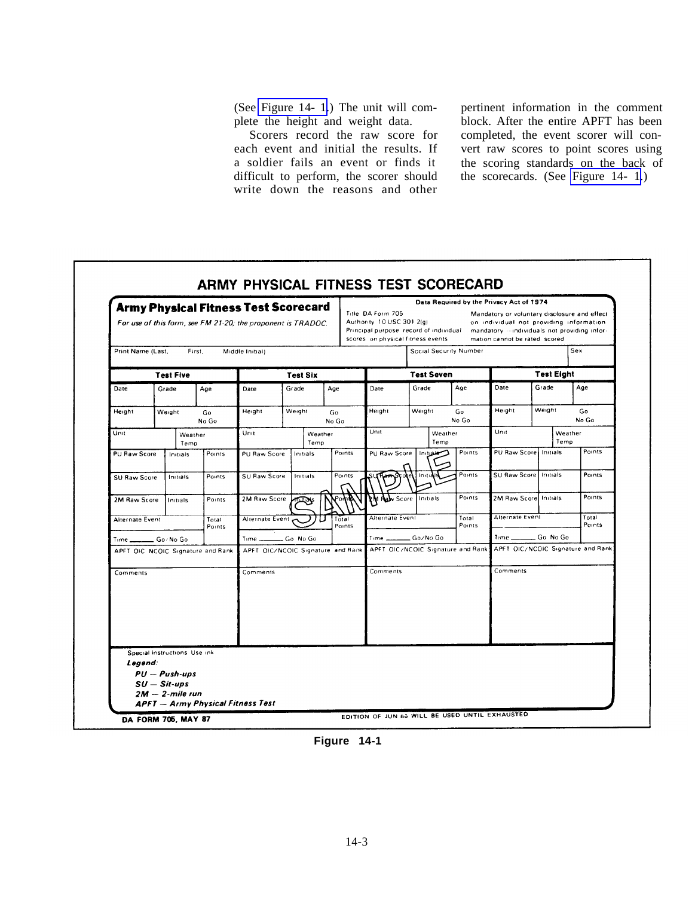(See Figure 14-1.) The unit will complete the height and weight data.

Scorers record the raw score for each event and initial the results. If a soldier fails an event or finds it difficult to perform, the scorer should write down the reasons and other pertinent information in the comment block. After the entire APFT has been completed, the event scorer will convert raw scores to point scores using the scoring standards on the back of the scorecards. (See Figure 14-1.)

## ARMY PHYSICAL FITNESS TEST SCORECARD

**Army Physical Fitness Test Scorecard**

*For use of this form, see FM 21-20; the proponent is TRADOC.*

**Data Required by the Privacy Act of 1974**

Title: DA Form 705
Authority: 10 USC 301 2(g)
Principal purpose: record of individual scores on physical fitness events
Mandatory or voluntary disclosure and effect on individual not providing information: mandatory -- individuals not providing information cannot be rated/scored

| Print Name (Last, First, Middle Initial) | Social Security Number | Sex |
|---|---|---|

| Test Five | | | Test Six | | | Test Seven | | | Test Eight | | |
|---|---|---|---|---|---|---|---|---|---|---|---|
| Date | Grade | Age | Date | Grade | Age | Date | Grade | Age | Date | Grade | Age |
| Height | Weight | Go / No Go | Height | Weight | Go / No Go | Height | Weight | Go / No Go | Height | Weight | Go / No Go |
| Unit | Weather / Temp | | Unit | Weather / Temp | | Unit | Weather / Temp | | Unit | Weather / Temp | |
| PU Raw Score | Initials | Points | PU Raw Score | Initials | Points | PU Raw Score | Initials | Points | PU Raw Score | Initials | Points |
| SU Raw Score | Initials | Points | SU Raw Score | Initials | Points | SU Raw Score | Initials | Points | SU Raw Score | Initials | Points |
| 2M Raw Score | Initials | Points | 2M Raw Score | Initials | Points | 2M Raw Score | Initials | Points | 2M Raw Score | Initials | Points |
| Alternate Event | | Total Points | Alternate Event | | Total Points | Alternate Event | | Total Points | Alternate Event | | Total Points |
| Time ______ Go/No Go | | | Time ______ Go/No Go | | | Time ______ Go/No Go | | | Time ______ Go/No Go | | |
| APFT OIC/NCOIC Signature and Rank | | | APFT OIC/NCOIC Signature and Rank | | | APFT OIC/NCOIC Signature and Rank | | | APFT OIC/NCOIC Signature and Rank | | |
| Comments | | | Comments | | | Comments | | | Comments | | |

Special Instructions: Use ink

***Legend:***
***PU — Push-ups***
***SU — Sit-ups***
***2M — 2-mile run***
***APFT — Army Physical Fitness Test***

**DA FORM 705, MAY 87** EDITION OF JUN 86 WILL BE USED UNTIL EXHAUSTED

SAMPLE

**Figure 14-1**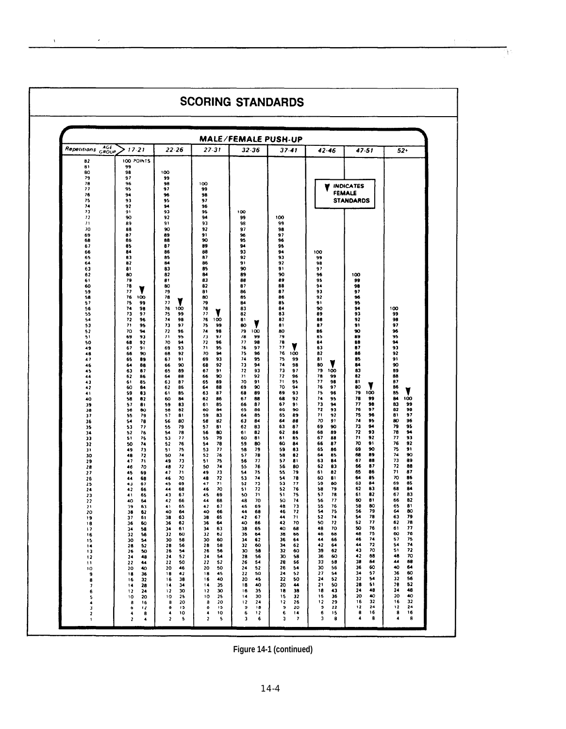## SCORING STANDARDS

### MALE/FEMALE PUSH-UP

| Repetitions / Age Group | 17-21 | | 22-26 | | 27-31 | | 32-36 | | 37-41 | | 42-46 | | 47-51 | | 52+ | |
|---|---|---|---|---|---|---|---|---|---|---|---|---|---|---|---|---|
| | Male | Female ▼ | Male | Female ▼ | Male | Female ▼ | Male | Female ▼ | Male | Female ▼ | Male | Female ▼ | Male | Female ▼ | Male | Female ▼ |
| 82 | 100 POINTS | | | | | | | | | | | | | | | |
| 81 | 99 | | | | | | | | | | | | | | | |
| 80 | 98 | | 100 | | | | | | | | | | | | | |
| 79 | 97 | | 99 | | | | | | | | | | | | | |
| 78 | 96 | | 98 | | 100 | | | | | | | | | | | |
| 77 | 95 | | 97 | | 99 | | | | | | | | | | | |
| 76 | 94 | | 96 | | 98 | | | | | | | | | | | |
| 75 | 93 | | 95 | | 97 | | | | | | | | | | | |
| 74 | 92 | | 94 | | 96 | | | | | | | | | | | |
| 73 | 91 | | 93 | | 95 | | 100 | | | | | | | | | |
| 72 | 90 | | 92 | | 94 | | 99 | | 100 | | | | | | | |
| 71 | 89 | | 91 | | 93 | | 98 | | 99 | | | | | | | |
| 70 | 88 | | 90 | | 92 | | 97 | | 98 | | | | | | | |
| 69 | 87 | | 89 | | 91 | | 96 | | 97 | | | | | | | |
| 68 | 86 | | 88 | | 90 | | 95 | | 96 | | | | | | | |
| 67 | 85 | | 87 | | 89 | | 94 | | 95 | | | | | | | |
| 66 | 84 | | 86 | | 88 | | 93 | | 94 | | 100 | | | | | |
| 65 | 83 | | 85 | | 87 | | 92 | | 93 | | 99 | | | | | |
| 64 | 82 | | 84 | | 86 | | 91 | | 92 | | 98 | | | | | |
| 63 | 81 | | 83 | | 85 | | 90 | | 91 | | 97 | | | | | |
| 62 | 80 | | 82 | | 84 | | 89 | | 90 | | 96 | | 100 | | | |
| 61 | 79 | | 81 | | 83 | | 88 | | 89 | | 95 | | 99 | | | |
| 60 | 78 | | 80 | | 82 | | 87 | | 88 | | 94 | | 98 | | | |
| 59 | 77 | | 79 | | 81 | | 86 | | 87 | | 93 | | 97 | | | |
| 58 | 76 | 100 | 78 | | 80 | | 85 | | 86 | | 92 | | 96 | | | |
| 57 | 75 | 99 | 77 | | 79 | | 84 | | 85 | | 91 | | 95 | | | |
| 56 | 74 | 98 | 76 | 100 | 78 | | 83 | | 84 | | 90 | | 94 | | 100 | |
| 55 | 73 | 97 | 75 | 99 | 77 | | 82 | | 83 | | 89 | | 93 | | 99 | |
| 54 | 72 | 96 | 74 | 98 | 76 | 100 | 81 | | 82 | | 88 | | 92 | | 98 | |
| 53 | 71 | 95 | 73 | 97 | 75 | 99 | 80 | | 81 | | 87 | | 91 | | 97 | |
| 52 | 70 | 94 | 72 | 96 | 74 | 98 | 79 | 100 | 80 | | 86 | | 90 | | 96 | |
| 51 | 69 | 93 | 71 | 95 | 73 | 97 | 78 | 99 | 79 | | 85 | | 89 | | 95 | |
| 50 | 68 | 92 | 70 | 94 | 72 | 96 | 77 | 98 | 78 | | 84 | | 88 | | 94 | |
| 49 | 67 | 91 | 69 | 93 | 71 | 95 | 76 | 97 | 77 | | 83 | | 87 | | 93 | |
| 48 | 66 | 90 | 68 | 92 | 70 | 94 | 75 | 96 | 76 | 100 | 82 | | 86 | | 92 | |
| 47 | 65 | 89 | 67 | 91 | 69 | 93 | 74 | 95 | 75 | 99 | 81 | | 85 | | 91 | |
| 46 | 64 | 88 | 66 | 90 | 68 | 92 | 73 | 94 | 74 | 98 | 80 | | 84 | | 90 | |
| 45 | 63 | 87 | 65 | 89 | 67 | 91 | 72 | 93 | 73 | 97 | 79 | 100 | 83 | | 89 | |
| 44 | 62 | 86 | 64 | 88 | 66 | 90 | 71 | 92 | 72 | 96 | 78 | 99 | 82 | | 88 | |
| 43 | 61 | 85 | 63 | 87 | 65 | 89 | 70 | 91 | 71 | 95 | 77 | 98 | 81 | | 87 | |
| 42 | 60 | 84 | 62 | 86 | 64 | 88 | 69 | 90 | 70 | 94 | 76 | 97 | 80 | | 86 | |
| 41 | 59 | 83 | 61 | 85 | 63 | 87 | 68 | 89 | 69 | 93 | 75 | 96 | 79 | 100 | 85 | |
| 40 | 58 | 82 | 60 | 84 | 62 | 86 | 67 | 88 | 68 | 92 | 74 | 95 | 78 | 99 | 84 | 100 |
| 39 | 57 | 81 | 59 | 83 | 61 | 85 | 66 | 87 | 67 | 91 | 73 | 94 | 77 | 98 | 83 | 99 |
| 38 | 56 | 80 | 58 | 82 | 60 | 84 | 65 | 86 | 66 | 90 | 72 | 93 | 76 | 97 | 82 | 98 |
| 37 | 55 | 79 | 57 | 81 | 59 | 83 | 64 | 85 | 65 | 89 | 71 | 92 | 75 | 96 | 81 | 97 |
| 36 | 54 | 78 | 56 | 80 | 58 | 82 | 63 | 84 | 64 | 88 | 70 | 91 | 74 | 95 | 80 | 96 |
| 35 | 53 | 77 | 55 | 79 | 57 | 81 | 62 | 83 | 63 | 87 | 69 | 90 | 73 | 94 | 79 | 95 |
| 34 | 52 | 76 | 54 | 78 | 56 | 80 | 61 | 82 | 62 | 86 | 68 | 89 | 72 | 93 | 78 | 94 |
| 33 | 51 | 75 | 53 | 77 | 55 | 79 | 60 | 81 | 61 | 85 | 67 | 88 | 71 | 92 | 77 | 93 |
| 32 | 50 | 74 | 52 | 76 | 54 | 78 | 59 | 80 | 60 | 84 | 66 | 87 | 70 | 91 | 76 | 92 |
| 31 | 49 | 73 | 51 | 75 | 53 | 77 | 58 | 79 | 59 | 83 | 65 | 86 | 69 | 90 | 75 | 91 |
| 30 | 48 | 72 | 50 | 74 | 52 | 76 | 57 | 78 | 58 | 82 | 64 | 85 | 68 | 89 | 74 | 90 |
| 29 | 47 | 71 | 49 | 73 | 51 | 75 | 56 | 77 | 57 | 81 | 63 | 84 | 67 | 88 | 73 | 89 |
| 28 | 46 | 70 | 48 | 72 | 50 | 74 | 55 | 76 | 56 | 80 | 62 | 83 | 66 | 87 | 72 | 88 |
| 27 | 45 | 69 | 47 | 71 | 49 | 73 | 54 | 75 | 55 | 79 | 61 | 82 | 65 | 86 | 71 | 87 |
| 26 | 44 | 68 | 46 | 70 | 48 | 72 | 53 | 74 | 54 | 78 | 60 | 81 | 64 | 85 | 70 | 86 |
| 25 | 43 | 67 | 45 | 69 | 47 | 71 | 52 | 73 | 53 | 77 | 59 | 80 | 63 | 84 | 69 | 85 |
| 24 | 42 | 66 | 44 | 68 | 46 | 70 | 51 | 72 | 52 | 76 | 58 | 79 | 62 | 83 | 68 | 84 |
| 23 | 41 | 65 | 43 | 67 | 45 | 69 | 50 | 71 | 51 | 75 | 57 | 78 | 61 | 82 | 67 | 83 |
| 22 | 40 | 64 | 42 | 66 | 44 | 68 | 48 | 70 | 50 | 74 | 56 | 77 | 60 | 81 | 66 | 82 |
| 21 | 39 | 63 | 41 | 65 | 42 | 67 | 46 | 69 | 48 | 73 | 55 | 76 | 58 | 80 | 65 | 81 |
| 20 | 38 | 62 | 40 | 64 | 40 | 66 | 44 | 68 | 46 | 72 | 54 | 75 | 56 | 79 | 64 | 80 |
| 19 | 37 | 61 | 38 | 63 | 38 | 65 | 42 | 67 | 44 | 71 | 52 | 74 | 54 | 78 | 63 | 79 |
| 18 | 36 | 60 | 36 | 62 | 36 | 64 | 40 | 66 | 42 | 70 | 50 | 72 | 52 | 77 | 62 | 78 |
| 17 | 34 | 58 | 34 | 61 | 34 | 63 | 38 | 65 | 40 | 68 | 48 | 70 | 50 | 76 | 61 | 77 |
| 16 | 32 | 56 | 32 | 60 | 32 | 62 | 36 | 64 | 38 | 66 | 46 | 68 | 48 | 75 | 60 | 76 |
| 15 | 30 | 54 | 30 | 58 | 30 | 60 | 34 | 62 | 36 | 64 | 44 | 66 | 46 | 74 | 57 | 75 |
| 14 | 28 | 52 | 28 | 56 | 28 | 58 | 32 | 60 | 34 | 62 | 42 | 64 | 44 | 72 | 54 | 74 |
| 13 | 26 | 50 | 26 | 54 | 26 | 56 | 30 | 58 | 32 | 60 | 39 | 62 | 43 | 70 | 51 | 72 |
| 12 | 24 | 48 | 24 | 52 | 24 | 54 | 28 | 56 | 30 | 58 | 36 | 60 | 42 | 68 | 48 | 70 |
| 11 | 22 | 44 | 22 | 50 | 22 | 52 | 26 | 54 | 28 | 56 | 33 | 58 | 38 | 64 | 44 | 68 |
| 10 | 20 | 40 | 20 | 46 | 20 | 50 | 24 | 52 | 26 | 54 | 30 | 56 | 36 | 60 | 40 | 64 |
| 9 | 18 | 36 | 18 | 42 | 18 | 45 | 22 | 50 | 24 | 52 | 27 | 54 | 34 | 57 | 36 | 60 |
| 8 | 16 | 32 | 16 | 38 | 16 | 40 | 20 | 45 | 22 | 50 | 24 | 52 | 32 | 54 | 32 | 56 |
| 7 | 14 | 28 | 14 | 34 | 14 | 35 | 18 | 40 | 20 | 44 | 21 | 50 | 28 | 51 | 28 | 52 |
| 6 | 12 | 24 | 12 | 30 | 12 | 30 | 16 | 35 | 18 | 38 | 18 | 43 | 24 | 48 | 24 | 48 |
| 5 | 10 | 20 | 10 | 25 | 10 | 25 | 14 | 30 | 15 | 32 | 15 | 36 | 20 | 40 | 20 | 40 |
| 4 | 8 | 16 | 8 | 20 | 8 | 20 | 12 | 24 | 12 | 26 | 12 | 29 | 16 | 32 | 16 | 32 |
| 3 | 6 | 12 | 6 | 15 | 6 | 15 | 9 | 18 | 9 | 20 | 9 | 22 | 12 | 24 | 12 | 24 |
| 2 | 4 | 8 | 4 | 10 | 4 | 10 | 6 | 12 | 6 | 14 | 6 | 15 | 8 | 16 | 8 | 16 |
| 1 | 2 | 4 | 2 | 5 | 2 | 5 | 3 | 6 | 3 | 7 | 3 | 8 | 4 | 8 | 4 | 8 |

▼ INDICATES FEMALE STANDARDS

Figure 14-1 (continued)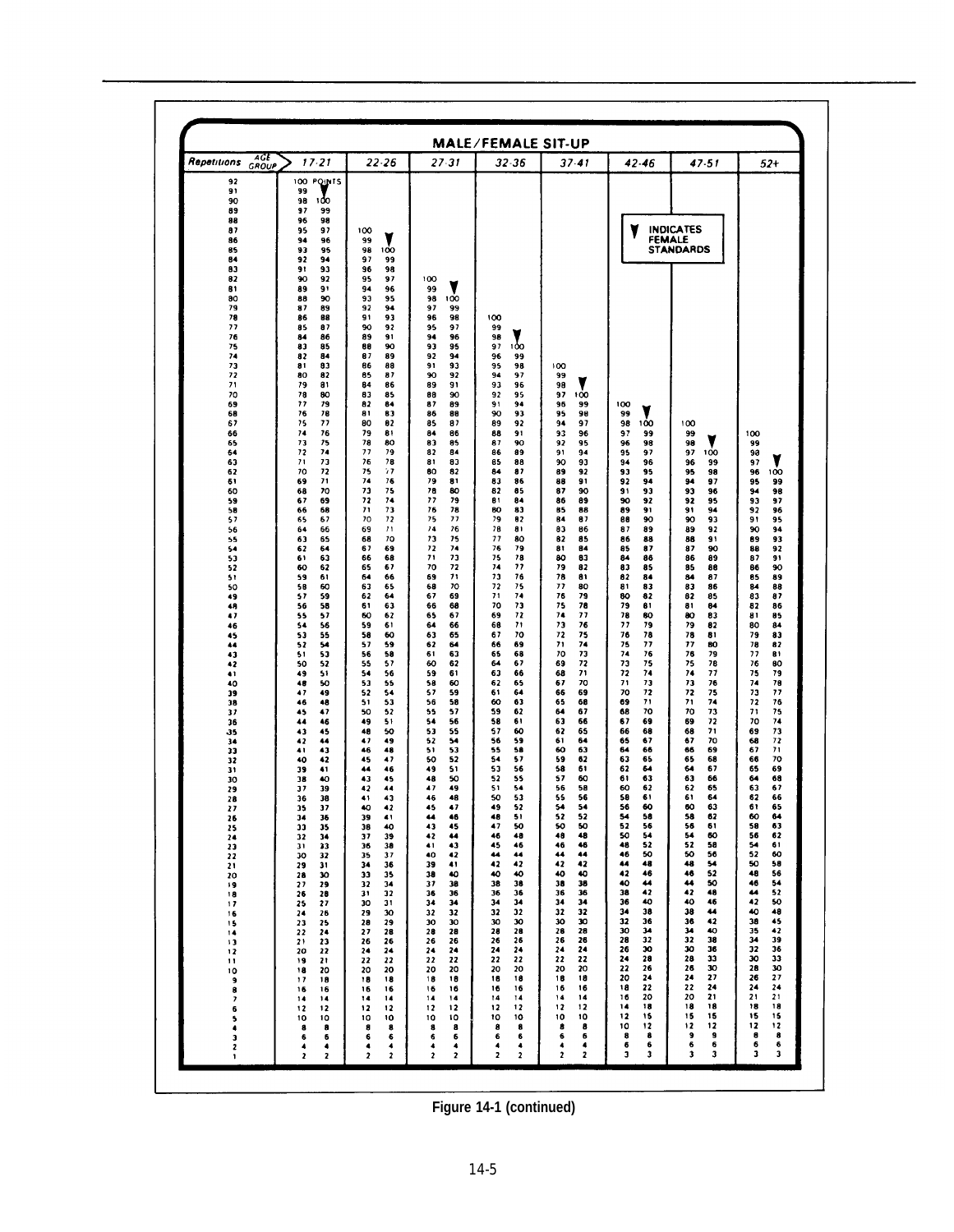# MALE/FEMALE SIT-UP

▼ INDICATES FEMALE STANDARDS

| Repetitions / AGE GROUP | 17-21 | | 22-26 | | 27-31 | | 32-36 | | 37-41 | | 42-46 | | 47-51 | | 52+ | |
|---|---|---|---|---|---|---|---|---|---|---|---|---|---|---|---|---|
| | | ▼ | | ▼ | | ▼ | | ▼ | | ▼ | | ▼ | | ▼ | | ▼ |
| 92 | 100 POINTS | | | | | | | | | | | | | | | |
| 91 | 99 | ▼ | | | | | | | | | | | | | | |
| 90 | 98 | 100 | | | | | | | | | | | | | | |
| 89 | 97 | 99 | | | | | | | | | | | | | | |
| 88 | 96 | 98 | | | | | | | | | | | | | | |
| 87 | 95 | 97 | 100 | | | | | | | | | | | | | |
| 86 | 94 | 96 | 99 | ▼ | | | | | | | | | | | | |
| 85 | 93 | 95 | 98 | 100 | | | | | | | | | | | | |
| 84 | 92 | 94 | 97 | 99 | | | | | | | | | | | | |
| 83 | 91 | 93 | 96 | 98 | | | | | | | | | | | | |
| 82 | 90 | 92 | 95 | 97 | 100 | | | | | | | | | | | |
| 81 | 89 | 91 | 94 | 96 | 99 | ▼ | | | | | | | | | | |
| 80 | 88 | 90 | 93 | 95 | 98 | 100 | | | | | | | | | | |
| 79 | 87 | 89 | 92 | 94 | 97 | 99 | | | | | | | | | | |
| 78 | 86 | 88 | 91 | 93 | 96 | 98 | 100 | | | | | | | | | |
| 77 | 85 | 87 | 90 | 92 | 95 | 97 | 99 | | | | | | | | | |
| 76 | 84 | 86 | 89 | 91 | 94 | 96 | 98 | ▼ | | | | | | | | |
| 75 | 83 | 85 | 88 | 90 | 93 | 95 | 97 | 100 | | | | | | | | |
| 74 | 82 | 84 | 87 | 89 | 92 | 94 | 96 | 99 | | | | | | | | |
| 73 | 81 | 83 | 86 | 88 | 91 | 93 | 95 | 98 | 100 | | | | | | | |
| 72 | 80 | 82 | 85 | 87 | 90 | 92 | 94 | 97 | 99 | | | | | | | |
| 71 | 79 | 81 | 84 | 86 | 89 | 91 | 93 | 96 | 98 | ▼ | | | | | | |
| 70 | 78 | 80 | 83 | 85 | 88 | 90 | 92 | 95 | 97 | 100 | | | | | | |
| 69 | 77 | 79 | 82 | 84 | 87 | 89 | 91 | 94 | 96 | 99 | 100 | | | | | |
| 68 | 76 | 78 | 81 | 83 | 86 | 88 | 90 | 93 | 95 | 98 | 99 | ▼ | | | | |
| 67 | 75 | 77 | 80 | 82 | 85 | 87 | 89 | 92 | 94 | 97 | 98 | 100 | 100 | | | |
| 66 | 74 | 76 | 79 | 81 | 84 | 86 | 88 | 91 | 93 | 96 | 97 | 99 | 99 | | 100 | |
| 65 | 73 | 75 | 78 | 80 | 83 | 85 | 87 | 90 | 92 | 95 | 96 | 98 | 98 | ▼ | 99 | |
| 64 | 72 | 74 | 77 | 79 | 82 | 84 | 86 | 89 | 91 | 94 | 95 | 97 | 97 | 100 | 98 | |
| 63 | 71 | 73 | 76 | 78 | 81 | 83 | 85 | 88 | 90 | 93 | 94 | 96 | 96 | 99 | 97 | ▼ |
| 62 | 70 | 72 | 75 | 77 | 80 | 82 | 84 | 87 | 89 | 92 | 93 | 95 | 95 | 98 | 96 | 100 |
| 61 | 69 | 71 | 74 | 76 | 79 | 81 | 83 | 86 | 88 | 91 | 92 | 94 | 94 | 97 | 95 | 99 |
| 60 | 68 | 70 | 73 | 75 | 78 | 80 | 82 | 85 | 87 | 90 | 91 | 93 | 93 | 96 | 94 | 98 |
| 59 | 67 | 69 | 72 | 74 | 77 | 79 | 81 | 84 | 86 | 89 | 90 | 92 | 92 | 95 | 93 | 97 |
| 58 | 66 | 68 | 71 | 73 | 76 | 78 | 80 | 83 | 85 | 88 | 89 | 91 | 91 | 94 | 92 | 96 |
| 57 | 65 | 67 | 70 | 72 | 75 | 77 | 79 | 82 | 84 | 87 | 88 | 90 | 90 | 93 | 91 | 95 |
| 56 | 64 | 66 | 69 | 71 | 74 | 76 | 78 | 81 | 83 | 86 | 87 | 89 | 89 | 92 | 90 | 94 |
| 55 | 63 | 65 | 68 | 70 | 73 | 75 | 77 | 80 | 82 | 85 | 86 | 88 | 88 | 91 | 89 | 93 |
| 54 | 62 | 64 | 67 | 69 | 72 | 74 | 76 | 79 | 81 | 84 | 85 | 87 | 87 | 90 | 88 | 92 |
| 53 | 61 | 63 | 66 | 68 | 71 | 73 | 75 | 78 | 80 | 83 | 84 | 86 | 86 | 89 | 87 | 91 |
| 52 | 60 | 62 | 65 | 67 | 70 | 72 | 74 | 77 | 79 | 82 | 83 | 85 | 85 | 88 | 86 | 90 |
| 51 | 59 | 61 | 64 | 66 | 69 | 71 | 73 | 76 | 78 | 81 | 82 | 84 | 84 | 87 | 85 | 89 |
| 50 | 58 | 60 | 63 | 65 | 68 | 70 | 72 | 75 | 77 | 80 | 81 | 83 | 83 | 86 | 84 | 88 |
| 49 | 57 | 59 | 62 | 64 | 67 | 69 | 71 | 74 | 76 | 79 | 80 | 82 | 82 | 85 | 83 | 87 |
| 48 | 56 | 58 | 61 | 63 | 66 | 68 | 70 | 73 | 75 | 78 | 79 | 81 | 81 | 84 | 82 | 86 |
| 47 | 55 | 57 | 60 | 62 | 65 | 67 | 69 | 72 | 74 | 77 | 78 | 80 | 80 | 83 | 81 | 85 |
| 46 | 54 | 56 | 59 | 61 | 64 | 66 | 68 | 71 | 73 | 76 | 77 | 79 | 79 | 82 | 80 | 84 |
| 45 | 53 | 55 | 58 | 60 | 63 | 65 | 67 | 70 | 72 | 75 | 76 | 78 | 78 | 81 | 79 | 83 |
| 44 | 52 | 54 | 57 | 59 | 62 | 64 | 66 | 69 | 71 | 74 | 75 | 77 | 77 | 80 | 78 | 82 |
| 43 | 51 | 53 | 56 | 58 | 61 | 63 | 65 | 68 | 70 | 73 | 74 | 76 | 76 | 79 | 77 | 81 |
| 42 | 50 | 52 | 55 | 57 | 60 | 62 | 64 | 67 | 69 | 72 | 73 | 75 | 75 | 78 | 76 | 80 |
| 41 | 49 | 51 | 54 | 56 | 59 | 61 | 63 | 66 | 68 | 71 | 72 | 74 | 74 | 77 | 75 | 79 |
| 40 | 48 | 50 | 53 | 55 | 58 | 60 | 62 | 65 | 67 | 70 | 71 | 73 | 73 | 76 | 74 | 78 |
| 39 | 47 | 49 | 52 | 54 | 57 | 59 | 61 | 64 | 66 | 69 | 70 | 72 | 72 | 75 | 73 | 77 |
| 38 | 46 | 48 | 51 | 53 | 56 | 58 | 60 | 63 | 65 | 68 | 69 | 71 | 71 | 74 | 72 | 76 |
| 37 | 45 | 47 | 50 | 52 | 55 | 57 | 59 | 62 | 64 | 67 | 68 | 70 | 70 | 73 | 71 | 75 |
| 36 | 44 | 46 | 49 | 51 | 54 | 56 | 58 | 61 | 63 | 66 | 67 | 69 | 69 | 72 | 70 | 74 |
| 35 | 43 | 45 | 48 | 50 | 53 | 55 | 57 | 60 | 62 | 65 | 66 | 68 | 68 | 71 | 69 | 73 |
| 34 | 42 | 44 | 47 | 49 | 52 | 54 | 56 | 59 | 61 | 64 | 65 | 67 | 67 | 70 | 68 | 72 |
| 33 | 41 | 43 | 46 | 48 | 51 | 53 | 55 | 58 | 60 | 63 | 64 | 66 | 66 | 69 | 67 | 71 |
| 32 | 40 | 42 | 45 | 47 | 50 | 52 | 54 | 57 | 59 | 62 | 63 | 65 | 65 | 68 | 66 | 70 |
| 31 | 39 | 41 | 44 | 46 | 49 | 51 | 53 | 56 | 58 | 61 | 62 | 64 | 64 | 67 | 65 | 69 |
| 30 | 38 | 40 | 43 | 45 | 48 | 50 | 52 | 55 | 57 | 60 | 61 | 63 | 63 | 66 | 64 | 68 |
| 29 | 37 | 39 | 42 | 44 | 47 | 49 | 51 | 54 | 56 | 58 | 60 | 62 | 62 | 65 | 63 | 67 |
| 28 | 36 | 38 | 41 | 43 | 46 | 48 | 50 | 53 | 55 | 56 | 58 | 61 | 61 | 64 | 62 | 66 |
| 27 | 35 | 37 | 40 | 42 | 45 | 47 | 49 | 52 | 54 | 54 | 56 | 60 | 60 | 63 | 61 | 65 |
| 26 | 34 | 36 | 39 | 41 | 44 | 46 | 48 | 51 | 52 | 52 | 54 | 58 | 58 | 62 | 60 | 64 |
| 25 | 33 | 35 | 38 | 40 | 43 | 45 | 47 | 50 | 50 | 50 | 52 | 56 | 56 | 61 | 58 | 63 |
| 24 | 32 | 34 | 37 | 39 | 42 | 44 | 46 | 48 | 48 | 48 | 50 | 54 | 54 | 60 | 56 | 62 |
| 23 | 31 | 33 | 36 | 38 | 41 | 43 | 45 | 46 | 46 | 46 | 48 | 52 | 52 | 58 | 54 | 61 |
| 22 | 30 | 32 | 35 | 37 | 40 | 42 | 44 | 44 | 44 | 44 | 46 | 50 | 50 | 56 | 52 | 60 |
| 21 | 29 | 31 | 34 | 36 | 39 | 41 | 42 | 42 | 42 | 42 | 44 | 48 | 48 | 54 | 50 | 58 |
| 20 | 28 | 30 | 33 | 35 | 38 | 40 | 40 | 40 | 40 | 40 | 42 | 46 | 46 | 52 | 48 | 56 |
| 19 | 27 | 29 | 32 | 34 | 37 | 38 | 38 | 38 | 38 | 38 | 40 | 44 | 44 | 50 | 46 | 54 |
| 18 | 26 | 28 | 31 | 32 | 36 | 36 | 36 | 36 | 36 | 36 | 38 | 42 | 42 | 48 | 44 | 52 |
| 17 | 25 | 27 | 30 | 31 | 34 | 34 | 34 | 34 | 34 | 34 | 36 | 40 | 40 | 46 | 42 | 50 |
| 16 | 24 | 26 | 29 | 30 | 32 | 32 | 32 | 32 | 32 | 32 | 34 | 38 | 38 | 44 | 40 | 48 |
| 15 | 23 | 25 | 28 | 29 | 30 | 30 | 30 | 30 | 30 | 30 | 32 | 36 | 36 | 42 | 38 | 45 |
| 14 | 22 | 24 | 27 | 28 | 28 | 28 | 28 | 28 | 28 | 28 | 30 | 34 | 34 | 40 | 35 | 42 |
| 13 | 21 | 23 | 26 | 26 | 26 | 26 | 26 | 26 | 26 | 26 | 28 | 32 | 32 | 38 | 34 | 39 |
| 12 | 20 | 22 | 24 | 24 | 24 | 24 | 24 | 24 | 24 | 24 | 26 | 30 | 30 | 36 | 32 | 36 |
| 11 | 19 | 21 | 22 | 22 | 22 | 22 | 22 | 22 | 22 | 22 | 24 | 28 | 28 | 33 | 30 | 33 |
| 10 | 18 | 20 | 20 | 20 | 20 | 20 | 20 | 20 | 20 | 20 | 22 | 26 | 26 | 30 | 28 | 30 |
| 9 | 17 | 18 | 18 | 18 | 18 | 18 | 18 | 18 | 18 | 18 | 20 | 24 | 24 | 27 | 26 | 27 |
| 8 | 16 | 16 | 16 | 16 | 16 | 16 | 16 | 16 | 16 | 16 | 18 | 22 | 22 | 24 | 24 | 24 |
| 7 | 14 | 14 | 14 | 14 | 14 | 14 | 14 | 14 | 14 | 14 | 16 | 20 | 20 | 21 | 21 | 21 |
| 6 | 12 | 12 | 12 | 12 | 12 | 12 | 12 | 12 | 12 | 12 | 14 | 18 | 18 | 18 | 18 | 18 |
| 5 | 10 | 10 | 10 | 10 | 10 | 10 | 10 | 10 | 10 | 10 | 12 | 15 | 15 | 15 | 15 | 15 |
| 4 | 8 | 8 | 8 | 8 | 8 | 8 | 8 | 8 | 8 | 8 | 10 | 12 | 12 | 12 | 12 | 12 |
| 3 | 6 | 6 | 6 | 6 | 6 | 6 | 6 | 6 | 6 | 6 | 8 | 8 | 9 | 9 | 8 | 8 |
| 2 | 4 | 4 | 4 | 4 | 4 | 4 | 4 | 4 | 4 | 4 | 6 | 6 | 6 | 6 | 6 | 6 |
| 1 | 2 | 2 | 2 | 2 | 2 | 2 | 2 | 2 | 2 | 2 | 3 | 3 | 3 | 3 | 3 | 3 |

**Figure 14-1 (continued)**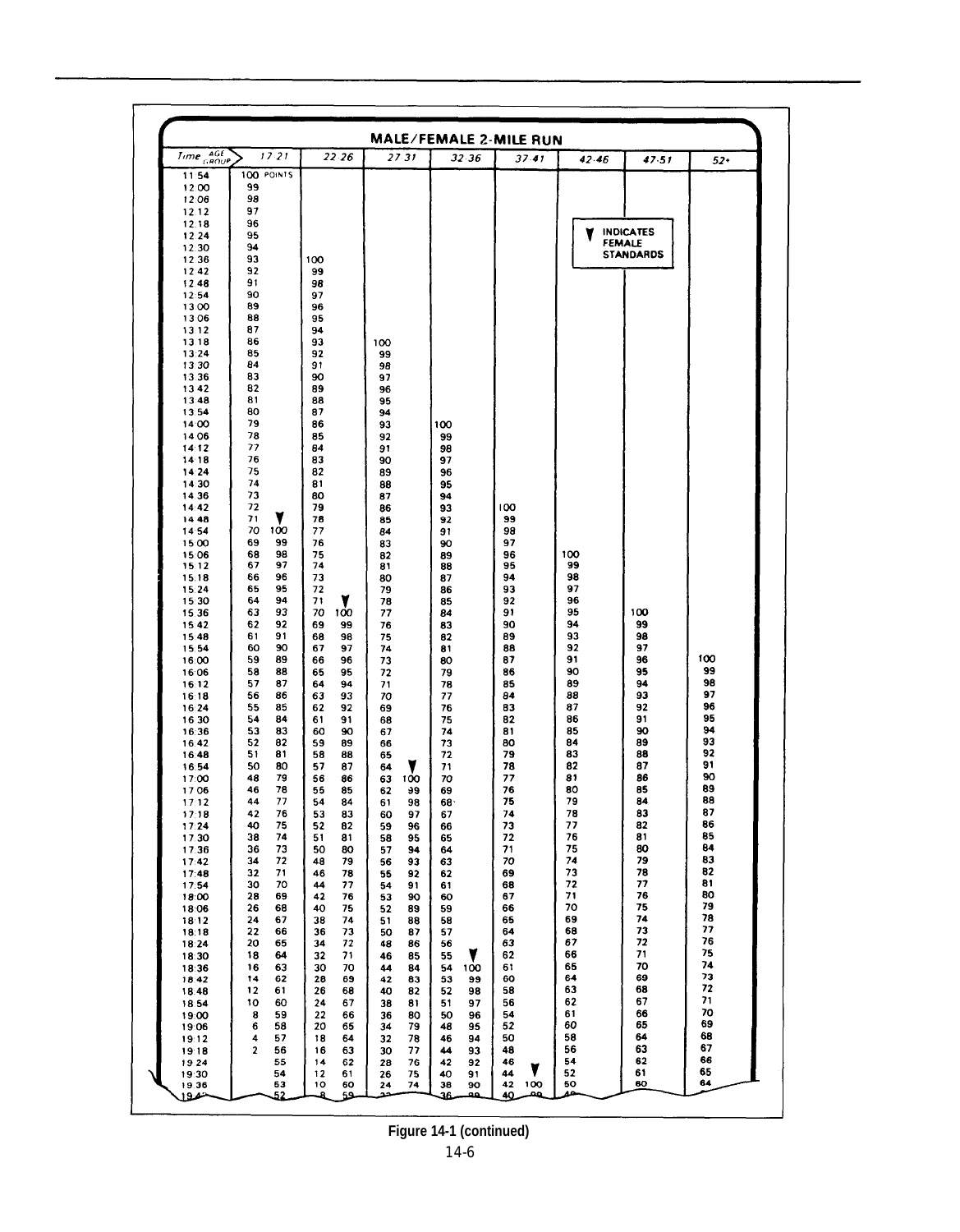# MALE/FEMALE 2-MILE RUN

▼ INDICATES FEMALE STANDARDS

| Time / AGE GROUP | 17-21 | 17-21 ▼ | 22-26 | 22-26 ▼ | 27-31 | 27-31 ▼ | 32-36 | 32-36 ▼ | 37-41 | 37-41 ▼ | 42-46 | 47-51 | 52+ |
|---|---|---|---|---|---|---|---|---|---|---|---|---|---|
| 11:54 | 100 POINTS | | | | | | | | | | | | |
| 12:00 | 99 | | | | | | | | | | | | |
| 12:06 | 98 | | | | | | | | | | | | |
| 12:12 | 97 | | | | | | | | | | | | |
| 12:18 | 96 | | | | | | | | | | | | |
| 12:24 | 95 | | | | | | | | | | | | |
| 12:30 | 94 | | | | | | | | | | | | |
| 12:36 | 93 | | 100 | | | | | | | | | | |
| 12:42 | 92 | | 99 | | | | | | | | | | |
| 12:48 | 91 | | 98 | | | | | | | | | | |
| 12:54 | 90 | | 97 | | | | | | | | | | |
| 13:00 | 89 | | 96 | | | | | | | | | | |
| 13:06 | 88 | | 95 | | | | | | | | | | |
| 13:12 | 87 | | 94 | | | | | | | | | | |
| 13:18 | 86 | | 93 | | 100 | | | | | | | | |
| 13:24 | 85 | | 92 | | 99 | | | | | | | | |
| 13:30 | 84 | | 91 | | 98 | | | | | | | | |
| 13:36 | 83 | | 90 | | 97 | | | | | | | | |
| 13:42 | 82 | | 89 | | 96 | | | | | | | | |
| 13:48 | 81 | | 88 | | 95 | | | | | | | | |
| 13:54 | 80 | | 87 | | 94 | | | | | | | | |
| 14:00 | 79 | | 86 | | 93 | | 100 | | | | | | |
| 14:06 | 78 | | 85 | | 92 | | 99 | | | | | | |
| 14:12 | 77 | | 84 | | 91 | | 98 | | | | | | |
| 14:18 | 76 | | 83 | | 90 | | 97 | | | | | | |
| 14:24 | 75 | | 82 | | 89 | | 96 | | | | | | |
| 14:30 | 74 | | 81 | | 88 | | 95 | | | | | | |
| 14:36 | 73 | | 80 | | 87 | | 94 | | | | | | |
| 14:42 | 72 | | 79 | | 86 | | 93 | | 100 | | | | |
| 14:48 | 71 | | 78 | | 85 | | 92 | | 99 | | | | |
| 14:54 | 70 | 100 | 77 | | 84 | | 91 | | 98 | | | | |
| 15:00 | 69 | 99 | 76 | | 83 | | 90 | | 97 | | | | |
| 15:06 | 68 | 98 | 75 | | 82 | | 89 | | 96 | | 100 | | |
| 15:12 | 67 | 97 | 74 | | 81 | | 88 | | 95 | | 99 | | |
| 15:18 | 66 | 96 | 73 | | 80 | | 87 | | 94 | | 98 | | |
| 15:24 | 65 | 95 | 72 | | 79 | | 86 | | 93 | | 97 | | |
| 15:30 | 64 | 94 | 71 | | 78 | | 85 | | 92 | | 96 | | |
| 15:36 | 63 | 93 | 70 | 100 | 77 | | 84 | | 91 | | 95 | 100 | |
| 15:42 | 62 | 92 | 69 | 99 | 76 | | 83 | | 90 | | 94 | 99 | |
| 15:48 | 61 | 91 | 68 | 98 | 75 | | 82 | | 89 | | 93 | 98 | |
| 15:54 | 60 | 90 | 67 | 97 | 74 | | 81 | | 88 | | 92 | 97 | |
| 16:00 | 59 | 89 | 66 | 96 | 73 | | 80 | | 87 | | 91 | 96 | 100 |
| 16:06 | 58 | 88 | 65 | 95 | 72 | | 79 | | 86 | | 90 | 95 | 99 |
| 16:12 | 57 | 87 | 64 | 94 | 71 | | 78 | | 85 | | 89 | 94 | 98 |
| 16:18 | 56 | 86 | 63 | 93 | 70 | | 77 | | 84 | | 88 | 93 | 97 |
| 16:24 | 55 | 85 | 62 | 92 | 69 | | 76 | | 83 | | 87 | 92 | 96 |
| 16:30 | 54 | 84 | 61 | 91 | 68 | | 75 | | 82 | | 86 | 91 | 95 |
| 16:36 | 53 | 83 | 60 | 90 | 67 | | 74 | | 81 | | 85 | 90 | 94 |
| 16:42 | 52 | 82 | 59 | 89 | 66 | | 73 | | 80 | | 84 | 89 | 93 |
| 16:48 | 51 | 81 | 58 | 88 | 65 | | 72 | | 79 | | 83 | 88 | 92 |
| 16:54 | 50 | 80 | 57 | 87 | 64 | | 71 | | 78 | | 82 | 87 | 91 |
| 17:00 | 48 | 79 | 56 | 86 | 63 | 100 | 70 | | 77 | | 81 | 86 | 90 |
| 17:06 | 46 | 78 | 55 | 85 | 62 | 99 | 69 | | 76 | | 80 | 85 | 89 |
| 17:12 | 44 | 77 | 54 | 84 | 61 | 98 | 68 | | 75 | | 79 | 84 | 88 |
| 17:18 | 42 | 76 | 53 | 83 | 60 | 97 | 67 | | 74 | | 78 | 83 | 87 |
| 17:24 | 40 | 75 | 52 | 82 | 59 | 96 | 66 | | 73 | | 77 | 82 | 86 |
| 17:30 | 38 | 74 | 51 | 81 | 58 | 95 | 65 | | 72 | | 76 | 81 | 85 |
| 17:36 | 36 | 73 | 50 | 80 | 57 | 94 | 64 | | 71 | | 75 | 80 | 84 |
| 17:42 | 34 | 72 | 48 | 79 | 56 | 93 | 63 | | 70 | | 74 | 79 | 83 |
| 17:48 | 32 | 71 | 46 | 78 | 55 | 92 | 62 | | 69 | | 73 | 78 | 82 |
| 17:54 | 30 | 70 | 44 | 77 | 54 | 91 | 61 | | 68 | | 72 | 77 | 81 |
| 18:00 | 28 | 69 | 42 | 76 | 53 | 90 | 60 | | 67 | | 71 | 76 | 80 |
| 18:06 | 26 | 68 | 40 | 75 | 52 | 89 | 59 | | 66 | | 70 | 75 | 79 |
| 18:12 | 24 | 67 | 38 | 74 | 51 | 88 | 58 | | 65 | | 69 | 74 | 78 |
| 18:18 | 22 | 66 | 36 | 73 | 50 | 87 | 57 | | 64 | | 68 | 73 | 77 |
| 18:24 | 20 | 65 | 34 | 72 | 48 | 86 | 56 | | 63 | | 67 | 72 | 76 |
| 18:30 | 18 | 64 | 32 | 71 | 46 | 85 | 55 | | 62 | | 66 | 71 | 75 |
| 18:36 | 16 | 63 | 30 | 70 | 44 | 84 | 54 | 100 | 61 | | 65 | 70 | 74 |
| 18:42 | 14 | 62 | 28 | 69 | 42 | 83 | 53 | 99 | 60 | | 64 | 69 | 73 |
| 18:48 | 12 | 61 | 26 | 68 | 40 | 82 | 52 | 98 | 58 | | 63 | 68 | 72 |
| 18:54 | 10 | 60 | 24 | 67 | 38 | 81 | 51 | 97 | 56 | | 62 | 67 | 71 |
| 19:00 | 8 | 59 | 22 | 66 | 36 | 80 | 50 | 96 | 54 | | 61 | 66 | 70 |
| 19:06 | 6 | 58 | 20 | 65 | 34 | 79 | 48 | 95 | 52 | | 60 | 65 | 69 |
| 19:12 | 4 | 57 | 18 | 64 | 32 | 78 | 46 | 94 | 50 | | 58 | 64 | 68 |
| 19:18 | 2 | 56 | 16 | 63 | 30 | 77 | 44 | 93 | 48 | | 56 | 63 | 67 |
| 19:24 | | 55 | 14 | 62 | 28 | 76 | 42 | 92 | 46 | | 54 | 62 | 66 |
| 19:30 | | 54 | 12 | 61 | 26 | 75 | 40 | 91 | 44 | | 52 | 61 | 65 |
| 19:36 | | 53 | 10 | 60 | 24 | 74 | 38 | 90 | 42 | 100 | 50 | 60 | 64 |

Figure 14-1 (continued)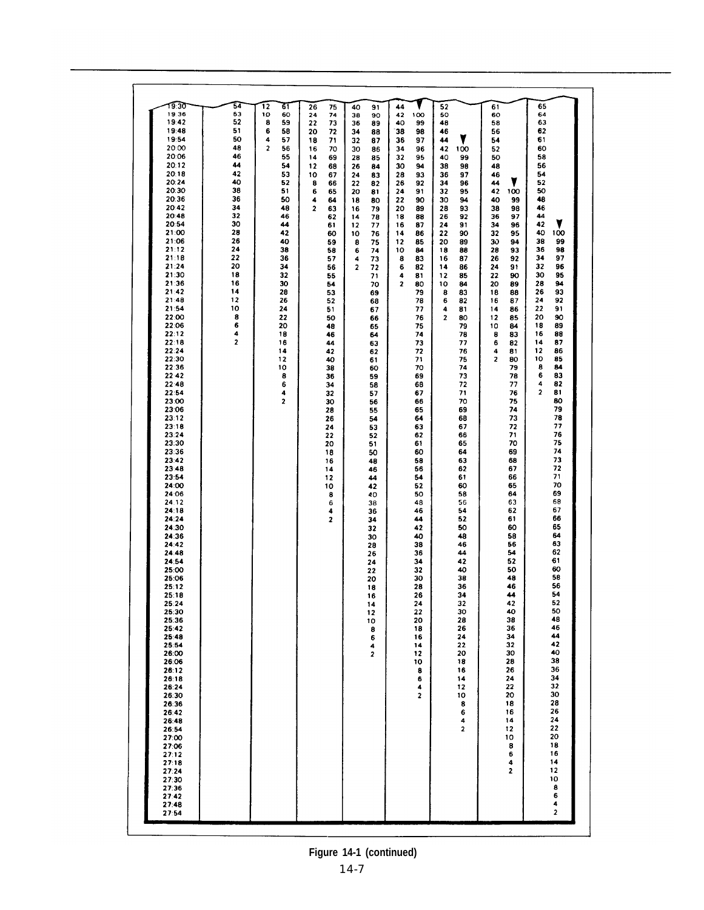| | | | | | | | | | | | | | | | |
|---|---|---|---|---|---|---|---|---|---|---|---|---|---|---|---|
| 19:30 | 54 | 12 | 61 | 26 | 75 | 40 | 91 | 44 | ▼ | 52 | | 61 | | 65 | |
| 19:36 | 53 | 10 | 60 | 24 | 74 | 38 | 90 | 42 | 100 | 50 | | 60 | | 64 | |
| 19:42 | 52 | 8 | 59 | 22 | 73 | 36 | 89 | 40 | 99 | 48 | | 58 | | 63 | |
| 19:48 | 51 | 6 | 58 | 20 | 72 | 34 | 88 | 38 | 98 | 46 | | 56 | | 62 | |
| 19:54 | 50 | 4 | 57 | 18 | 71 | 32 | 87 | 36 | 97 | 44 | ▼ | 54 | | 61 | |
| 20:00 | 48 | 2 | 56 | 16 | 70 | 30 | 86 | 34 | 96 | 42 | 100 | 52 | | 60 | |
| 20:06 | 46 | | 55 | 14 | 69 | 28 | 85 | 32 | 95 | 40 | 99 | 50 | | 58 | |
| 20:12 | 44 | | 54 | 12 | 68 | 26 | 84 | 30 | 94 | 38 | 98 | 48 | | 56 | |
| 20:18 | 42 | | 53 | 10 | 67 | 24 | 83 | 28 | 93 | 36 | 97 | 46 | | 54 | |
| 20:24 | 40 | | 52 | 8 | 66 | 22 | 82 | 26 | 92 | 34 | 96 | 44 | ▼ | 52 | |
| 20:30 | 38 | | 51 | 6 | 65 | 20 | 81 | 24 | 91 | 32 | 95 | 42 | 100 | 50 | |
| 20:36 | 36 | | 50 | 4 | 64 | 18 | 80 | 22 | 90 | 30 | 94 | 40 | 99 | 48 | |
| 20:42 | 34 | | 48 | 2 | 63 | 16 | 79 | 20 | 89 | 28 | 93 | 38 | 98 | 46 | |
| 20:48 | 32 | | 46 | | 62 | 14 | 78 | 18 | 88 | 26 | 92 | 36 | 97 | 44 | |
| 20:54 | 30 | | 44 | | 61 | 12 | 77 | 16 | 87 | 24 | 91 | 34 | 96 | 42 | ▼ |
| 21:00 | 28 | | 42 | | 60 | 10 | 76 | 14 | 86 | 22 | 90 | 32 | 95 | 40 | 100 |
| 21:06 | 26 | | 40 | | 59 | 8 | 75 | 12 | 85 | 20 | 89 | 30 | 94 | 38 | 99 |
| 21:12 | 24 | | 38 | | 58 | 6 | 74 | 10 | 84 | 18 | 88 | 28 | 93 | 36 | 98 |
| 21:18 | 22 | | 36 | | 57 | 4 | 73 | 8 | 83 | 16 | 87 | 26 | 92 | 34 | 97 |
| 21:24 | 20 | | 34 | | 56 | 2 | 72 | 6 | 82 | 14 | 86 | 24 | 91 | 32 | 96 |
| 21:30 | 18 | | 32 | | 55 | | 71 | 4 | 81 | 12 | 85 | 22 | 90 | 30 | 95 |
| 21:36 | 16 | | 30 | | 54 | | 70 | 2 | 80 | 10 | 84 | 20 | 89 | 28 | 94 |
| 21:42 | 14 | | 28 | | 53 | | 69 | | 79 | 8 | 83 | 18 | 88 | 26 | 93 |
| 21:48 | 12 | | 26 | | 52 | | 68 | | 78 | 6 | 82 | 16 | 87 | 24 | 92 |
| 21:54 | 10 | | 24 | | 51 | | 67 | | 77 | 4 | 81 | 14 | 86 | 22 | 91 |
| 22:00 | 8 | | 22 | | 50 | | 66 | | 76 | 2 | 80 | 12 | 85 | 20 | 90 |
| 22:06 | 6 | | 20 | | 48 | | 65 | | 75 | | 79 | 10 | 84 | 18 | 89 |
| 22:12 | 4 | | 18 | | 46 | | 64 | | 74 | | 78 | 8 | 83 | 16 | 88 |
| 22:18 | 2 | | 16 | | 44 | | 63 | | 73 | | 77 | 6 | 82 | 14 | 87 |
| 22:24 | | | 14 | | 42 | | 62 | | 72 | | 76 | 4 | 81 | 12 | 86 |
| 22:30 | | | 12 | | 40 | | 61 | | 71 | | 75 | 2 | 80 | 10 | 85 |
| 22:36 | | | 10 | | 38 | | 60 | | 70 | | 74 | | 79 | 8 | 84 |
| 22:42 | | | 8 | | 36 | | 59 | | 69 | | 73 | | 78 | 6 | 83 |
| 22:48 | | | 6 | | 34 | | 58 | | 68 | | 72 | | 77 | 4 | 82 |
| 22:54 | | | 4 | | 32 | | 57 | | 67 | | 71 | | 76 | 2 | 81 |
| 23:00 | | | 2 | | 30 | | 56 | | 66 | | 70 | | 75 | | 80 |
| 23:06 | | | | | 28 | | 55 | | 65 | | 69 | | 74 | | 79 |
| 23:12 | | | | | 26 | | 54 | | 64 | | 68 | | 73 | | 78 |
| 23:18 | | | | | 24 | | 53 | | 63 | | 67 | | 72 | | 77 |
| 23:24 | | | | | 22 | | 52 | | 62 | | 66 | | 71 | | 76 |
| 23:30 | | | | | 20 | | 51 | | 61 | | 65 | | 70 | | 75 |
| 23:36 | | | | | 18 | | 50 | | 60 | | 64 | | 69 | | 74 |
| 23:42 | | | | | 16 | | 48 | | 58 | | 63 | | 68 | | 73 |
| 23:48 | | | | | 14 | | 46 | | 56 | | 62 | | 67 | | 72 |
| 23:54 | | | | | 12 | | 44 | | 54 | | 61 | | 66 | | 71 |
| 24:00 | | | | | 10 | | 42 | | 52 | | 60 | | 65 | | 70 |
| 24:06 | | | | | 8 | | 40 | | 50 | | 58 | | 64 | | 69 |
| 24:12 | | | | | 6 | | 38 | | 48 | | 56 | | 63 | | 68 |
| 24:18 | | | | | 4 | | 36 | | 46 | | 54 | | 62 | | 67 |
| 24:24 | | | | | 2 | | 34 | | 44 | | 52 | | 61 | | 66 |
| 24:30 | | | | | | | 32 | | 42 | | 50 | | 60 | | 65 |
| 24:36 | | | | | | | 30 | | 40 | | 48 | | 58 | | 64 |
| 24:42 | | | | | | | 28 | | 38 | | 46 | | 56 | | 63 |
| 24:48 | | | | | | | 26 | | 36 | | 44 | | 54 | | 62 |
| 24:54 | | | | | | | 24 | | 34 | | 42 | | 52 | | 61 |
| 25:00 | | | | | | | 22 | | 32 | | 40 | | 50 | | 60 |
| 25:06 | | | | | | | 20 | | 30 | | 38 | | 48 | | 58 |
| 25:12 | | | | | | | 18 | | 28 | | 36 | | 46 | | 56 |
| 25:18 | | | | | | | 16 | | 26 | | 34 | | 44 | | 54 |
| 25:24 | | | | | | | 14 | | 24 | | 32 | | 42 | | 52 |
| 25:30 | | | | | | | 12 | | 22 | | 30 | | 40 | | 50 |
| 25:36 | | | | | | | 10 | | 20 | | 28 | | 38 | | 48 |
| 25:42 | | | | | | | 8 | | 18 | | 26 | | 36 | | 46 |
| 25:48 | | | | | | | 6 | | 16 | | 24 | | 34 | | 44 |
| 25:54 | | | | | | | 4 | | 14 | | 22 | | 32 | | 42 |
| 26:00 | | | | | | | 2 | | 12 | | 20 | | 30 | | 40 |
| 26:06 | | | | | | | | | 10 | | 18 | | 28 | | 38 |
| 26:12 | | | | | | | | | 8 | | 16 | | 26 | | 36 |
| 26:18 | | | | | | | | | 6 | | 14 | | 24 | | 34 |
| 26:24 | | | | | | | | | 4 | | 12 | | 22 | | 32 |
| 26:30 | | | | | | | | | 2 | | 10 | | 20 | | 30 |
| 26:36 | | | | | | | | | | | 8 | | 18 | | 28 |
| 26:42 | | | | | | | | | | | 6 | | 16 | | 26 |
| 26:48 | | | | | | | | | | | 4 | | 14 | | 24 |
| 26:54 | | | | | | | | | | | 2 | | 12 | | 22 |
| 27:00 | | | | | | | | | | | | | 10 | | 20 |
| 27:06 | | | | | | | | | | | | | 8 | | 18 |
| 27:12 | | | | | | | | | | | | | 6 | | 16 |
| 27:18 | | | | | | | | | | | | | 4 | | 14 |
| 27:24 | | | | | | | | | | | | | 2 | | 12 |
| 27:30 | | | | | | | | | | | | | | | 10 |
| 27:36 | | | | | | | | | | | | | | | 8 |
| 27:42 | | | | | | | | | | | | | | | 6 |
| 27:48 | | | | | | | | | | | | | | | 4 |
| 27:54 | | | | | | | | | | | | | | | 2 |

**Figure 14-1 (continued)**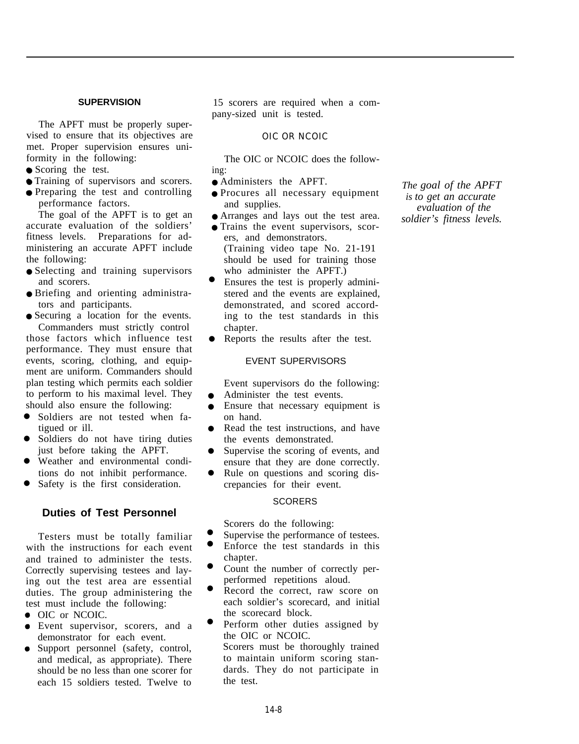### SUPERVISION

The APFT must be properly supervised to ensure that its objectives are met. Proper supervision ensures uniformity in the following:

- Scoring the test.
- Training of supervisors and scorers.
- Preparing the test and controlling performance factors.

The goal of the APFT is to get an accurate evaluation of the soldiers' fitness levels. Preparations for administering an accurate APFT include the following:

- Selecting and training supervisors and scorers.
- Briefing and orienting administrators and participants.
- Securing a location for the events.

Commanders must strictly control those factors which influence test performance. They must ensure that events, scoring, clothing, and equipment are uniform. Commanders should plan testing which permits each soldier to perform to his maximal level. They should also ensure the following:

- Soldiers are not tested when fatigued or ill.
- Soldiers do not have tiring duties just before taking the APFT.
- Weather and environmental conditions do not inhibit performance.
- Safety is the first consideration.

## Duties of Test Personnel

Testers must be totally familiar with the instructions for each event and trained to administer the tests. Correctly supervising testees and laying out the test area are essential duties. The group administering the test must include the following:

- OIC or NCOIC.
- Event supervisor, scorers, and a demonstrator for each event.
- Support personnel (safety, control, and medical, as appropriate). There should be no less than one scorer for each 15 soldiers tested. Twelve to 15 scorers are required when a company-sized unit is tested.

#### OIC OR NCOIC

The OIC or NCOIC does the following:

- Administers the APFT.
- Procures all necessary equipment and supplies.
- Arranges and lays out the test area.
- Trains the event supervisors, scorers, and demonstrators. (Training video tape No. 21-191 should be used for training those who administer the APFT.)
- Ensures the test is properly administered and the events are explained, demonstrated, and scored according to the test standards in this chapter.
- Reports the results after the test.

*The goal of the APFT is to get an accurate evaluation of the soldier's fitness levels.*

#### EVENT SUPERVISORS

Event supervisors do the following:

- Administer the test events.
- Ensure that necessary equipment is on hand.
- Read the test instructions, and have the events demonstrated.
- Supervise the scoring of events, and ensure that they are done correctly.
- Rule on questions and scoring discrepancies for their event.

#### SCORERS

Scorers do the following:

- Supervise the performance of testees.
- Enforce the test standards in this chapter.
- Count the number of correctly performed repetitions aloud.
- Record the correct, raw score on each soldier's scorecard, and initial the scorecard block.
- Perform other duties assigned by the OIC or NCOIC.

Scorers must be thoroughly trained to maintain uniform scoring standards. They do not participate in the test.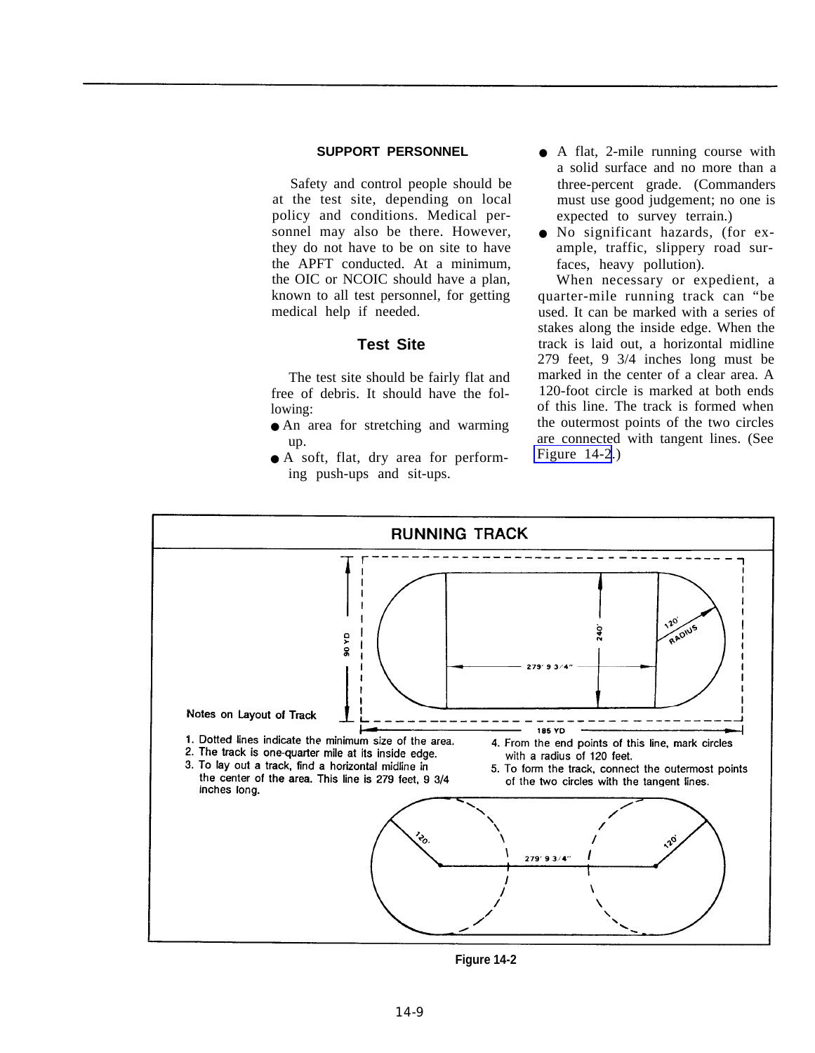#### SUPPORT PERSONNEL

Safety and control people should be at the test site, depending on local policy and conditions. Medical personnel may also be there. However, they do not have to be on site to have the APFT conducted. At a minimum, the OIC or NCOIC should have a plan, known to all test personnel, for getting medical help if needed.

### Test Site

The test site should be fairly flat and free of debris. It should have the following:

- An area for stretching and warming up.
- A soft, flat, dry area for performing push-ups and sit-ups.
- A flat, 2-mile running course with a solid surface and no more than a three-percent grade. (Commanders must use good judgement; no one is expected to survey terrain.)
- No significant hazards, (for example, traffic, slippery road surfaces, heavy pollution).

When necessary or expedient, a quarter-mile running track can "be used. It can be marked with a series of stakes along the inside edge. When the track is laid out, a horizontal midline 279 feet, 9 3/4 inches long must be marked in the center of a clear area. A 120-foot circle is marked at both ends of this line. The track is formed when the outermost points of the two circles are connected with tangent lines. (See Figure 14-2.)

**RUNNING TRACK**

Notes on Layout of Track

1. Dotted lines indicate the minimum size of the area.
2. The track is one-quarter mile at its inside edge.
3. To lay out a track, find a horizontal midline in the center of the area. This line is 279 feet, 9 3/4 inches long.
4. From the end points of this line, mark circles with a radius of 120 feet.
5. To form the track, connect the outermost points of the two circles with the tangent lines.

Figure 14-2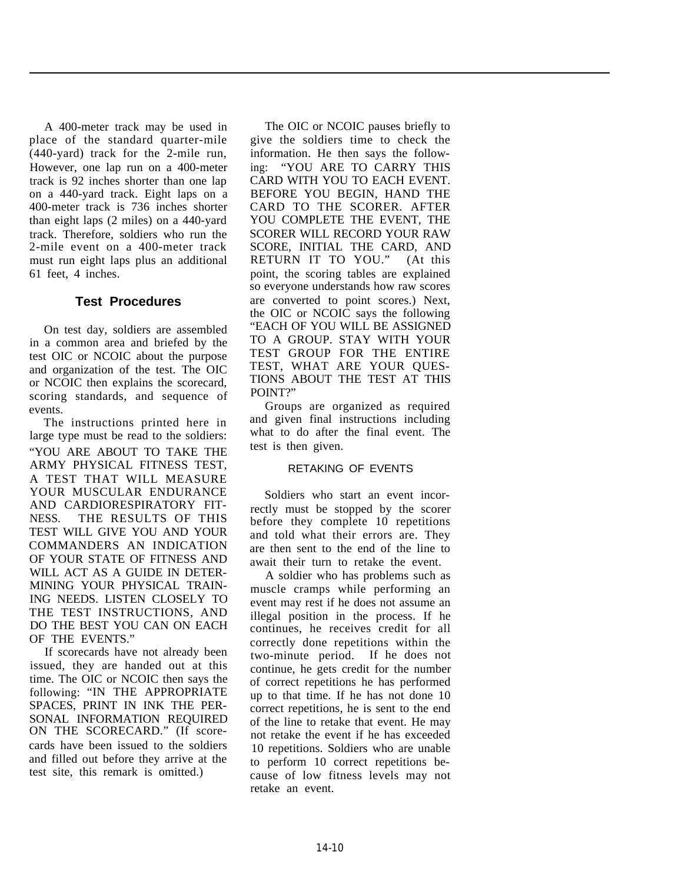A 400-meter track may be used in place of the standard quarter-mile (440-yard) track for the 2-mile run, However, one lap run on a 400-meter track is 92 inches shorter than one lap on a 440-yard track. Eight laps on a 400-meter track is 736 inches shorter than eight laps (2 miles) on a 440-yard track. Therefore, soldiers who run the 2-mile event on a 400-meter track must run eight laps plus an additional 61 feet, 4 inches.

## Test Procedures

On test day, soldiers are assembled in a common area and briefed by the test OIC or NCOIC about the purpose and organization of the test. The OIC or NCOIC then explains the scorecard, scoring standards, and sequence of events.

The instructions printed here in large type must be read to the soldiers: "YOU ARE ABOUT TO TAKE THE ARMY PHYSICAL FITNESS TEST, A TEST THAT WILL MEASURE YOUR MUSCULAR ENDURANCE AND CARDIORESPIRATORY FITNESS. THE RESULTS OF THIS TEST WILL GIVE YOU AND YOUR COMMANDERS AN INDICATION OF YOUR STATE OF FITNESS AND WILL ACT AS A GUIDE IN DETERMINING YOUR PHYSICAL TRAINING NEEDS. LISTEN CLOSELY TO THE TEST INSTRUCTIONS, AND DO THE BEST YOU CAN ON EACH OF THE EVENTS."

If scorecards have not already been issued, they are handed out at this time. The OIC or NCOIC then says the following: "IN THE APPROPRIATE SPACES, PRINT IN INK THE PERSONAL INFORMATION REQUIRED ON THE SCORECARD." (If scorecards have been issued to the soldiers and filled out before they arrive at the test site, this remark is omitted.)

The OIC or NCOIC pauses briefly to give the soldiers time to check the information. He then says the following: "YOU ARE TO CARRY THIS CARD WITH YOU TO EACH EVENT. BEFORE YOU BEGIN, HAND THE CARD TO THE SCORER. AFTER YOU COMPLETE THE EVENT, THE SCORER WILL RECORD YOUR RAW SCORE, INITIAL THE CARD, AND RETURN IT TO YOU." (At this point, the scoring tables are explained so everyone understands how raw scores are converted to point scores.) Next, the OIC or NCOIC says the following "EACH OF YOU WILL BE ASSIGNED TO A GROUP. STAY WITH YOUR TEST GROUP FOR THE ENTIRE TEST, WHAT ARE YOUR QUESTIONS ABOUT THE TEST AT THIS POINT?"

Groups are organized as required and given final instructions including what to do after the final event. The test is then given.

### RETAKING OF EVENTS

Soldiers who start an event incorrectly must be stopped by the scorer before they complete 10 repetitions and told what their errors are. They are then sent to the end of the line to await their turn to retake the event.

A soldier who has problems such as muscle cramps while performing an event may rest if he does not assume an illegal position in the process. If he continues, he receives credit for all correctly done repetitions within the two-minute period. If he does not continue, he gets credit for the number of correct repetitions he has performed up to that time. If he has not done 10 correct repetitions, he is sent to the end of the line to retake that event. He may not retake the event if he has exceeded 10 repetitions. Soldiers who are unable to perform 10 correct repetitions because of low fitness levels may not retake an event.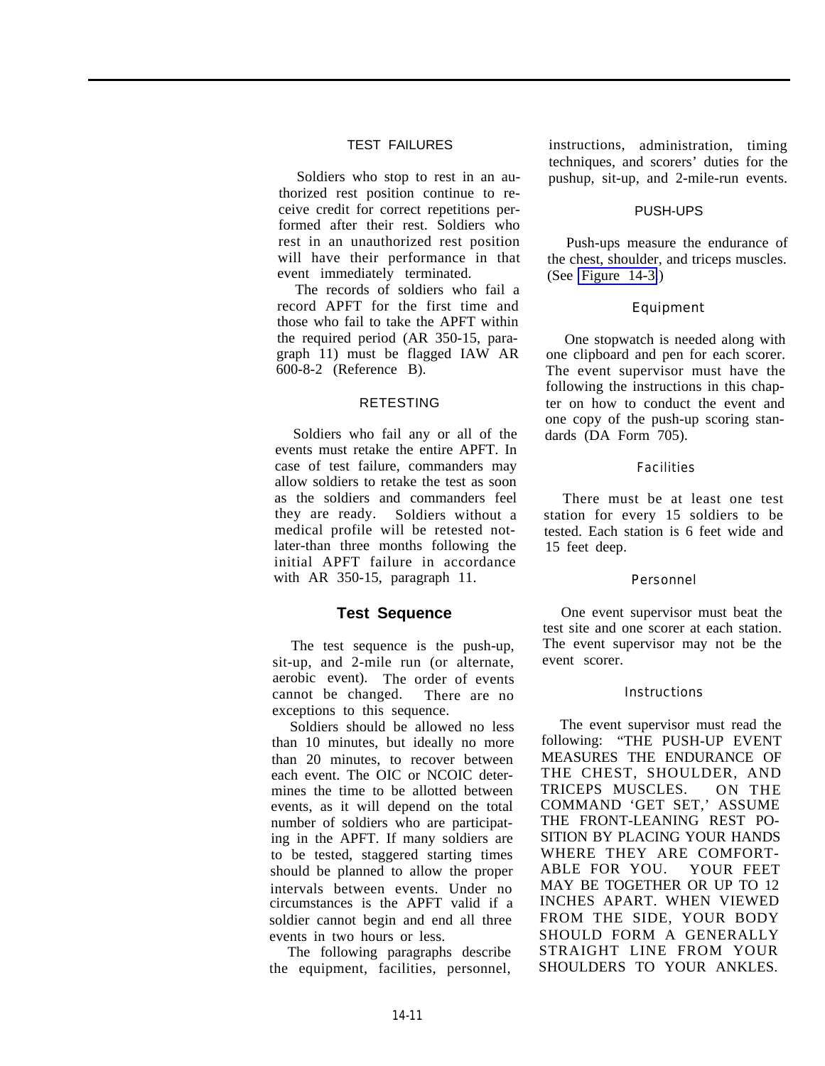### TEST FAILURES

Soldiers who stop to rest in an authorized rest position continue to receive credit for correct repetitions performed after their rest. Soldiers who rest in an unauthorized rest position will have their performance in that event immediately terminated.

The records of soldiers who fail a record APFT for the first time and those who fail to take the APFT within the required period (AR 350-15, paragraph 11) must be flagged IAW AR 600-8-2 (Reference B).

### RETESTING

Soldiers who fail any or all of the events must retake the entire APFT. In case of test failure, commanders may allow soldiers to retake the test as soon as the soldiers and commanders feel they are ready. Soldiers without a medical profile will be retested not-later-than three months following the initial APFT failure in accordance with AR 350-15, paragraph 11.

## Test Sequence

The test sequence is the push-up, sit-up, and 2-mile run (or alternate, aerobic event). The order of events cannot be changed. There are no exceptions to this sequence.

Soldiers should be allowed no less than 10 minutes, but ideally no more than 20 minutes, to recover between each event. The OIC or NCOIC determines the time to be allotted between events, as it will depend on the total number of soldiers who are participating in the APFT. If many soldiers are to be tested, staggered starting times should be planned to allow the proper intervals between events. Under no circumstances is the APFT valid if a soldier cannot begin and end all three events in two hours or less.

The following paragraphs describe the equipment, facilities, personnel, instructions, administration, timing techniques, and scorers' duties for the pushup, sit-up, and 2-mile-run events.

### PUSH-UPS

Push-ups measure the endurance of the chest, shoulder, and triceps muscles. (See Figure 14-3.)

#### Equipment

One stopwatch is needed along with one clipboard and pen for each scorer. The event supervisor must have the following the instructions in this chapter on how to conduct the event and one copy of the push-up scoring standards (DA Form 705).

#### Facilities

There must be at least one test station for every 15 soldiers to be tested. Each station is 6 feet wide and 15 feet deep.

#### Personnel

One event supervisor must beat the test site and one scorer at each station. The event supervisor may not be the event scorer.

#### Instructions

The event supervisor must read the following: "THE PUSH-UP EVENT MEASURES THE ENDURANCE OF THE CHEST, SHOULDER, AND TRICEPS MUSCLES. ON THE COMMAND 'GET SET,' ASSUME THE FRONT-LEANING REST POSITION BY PLACING YOUR HANDS WHERE THEY ARE COMFORTABLE FOR YOU. YOUR FEET MAY BE TOGETHER OR UP TO 12 INCHES APART. WHEN VIEWED FROM THE SIDE, YOUR BODY SHOULD FORM A GENERALLY STRAIGHT LINE FROM YOUR SHOULDERS TO YOUR ANKLES.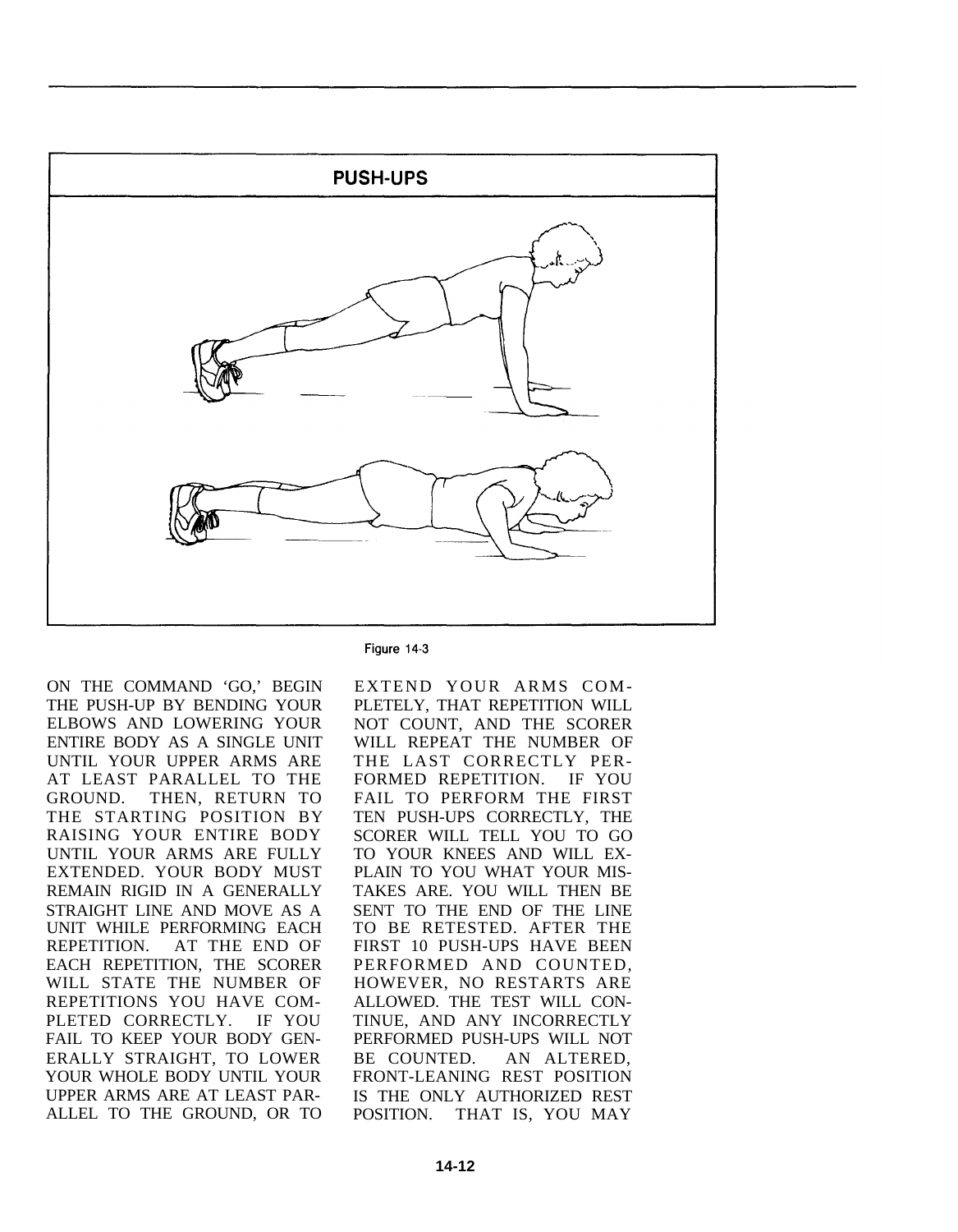PUSH-UPS

Figure 14-3

ON THE COMMAND 'GO,' BEGIN THE PUSH-UP BY BENDING YOUR ELBOWS AND LOWERING YOUR ENTIRE BODY AS A SINGLE UNIT UNTIL YOUR UPPER ARMS ARE AT LEAST PARALLEL TO THE GROUND. THEN, RETURN TO THE STARTING POSITION BY RAISING YOUR ENTIRE BODY UNTIL YOUR ARMS ARE FULLY EXTENDED. YOUR BODY MUST REMAIN RIGID IN A GENERALLY STRAIGHT LINE AND MOVE AS A UNIT WHILE PERFORMING EACH REPETITION. AT THE END OF EACH REPETITION, THE SCORER WILL STATE THE NUMBER OF REPETITIONS YOU HAVE COMPLETED CORRECTLY. IF YOU FAIL TO KEEP YOUR BODY GENERALLY STRAIGHT, TO LOWER YOUR WHOLE BODY UNTIL YOUR UPPER ARMS ARE AT LEAST PARALLEL TO THE GROUND, OR TO EXTEND YOUR ARMS COMPLETELY, THAT REPETITION WILL NOT COUNT, AND THE SCORER WILL REPEAT THE NUMBER OF THE LAST CORRECTLY PERFORMED REPETITION. IF YOU FAIL TO PERFORM THE FIRST TEN PUSH-UPS CORRECTLY, THE SCORER WILL TELL YOU TO GO TO YOUR KNEES AND WILL EXPLAIN TO YOU WHAT YOUR MISTAKES ARE. YOU WILL THEN BE SENT TO THE END OF THE LINE TO BE RETESTED. AFTER THE FIRST 10 PUSH-UPS HAVE BEEN PERFORMED AND COUNTED, HOWEVER, NO RESTARTS ARE ALLOWED. THE TEST WILL CONTINUE, AND ANY INCORRECTLY PERFORMED PUSH-UPS WILL NOT BE COUNTED. AN ALTERED, FRONT-LEANING REST POSITION IS THE ONLY AUTHORIZED REST POSITION. THAT IS, YOU MAY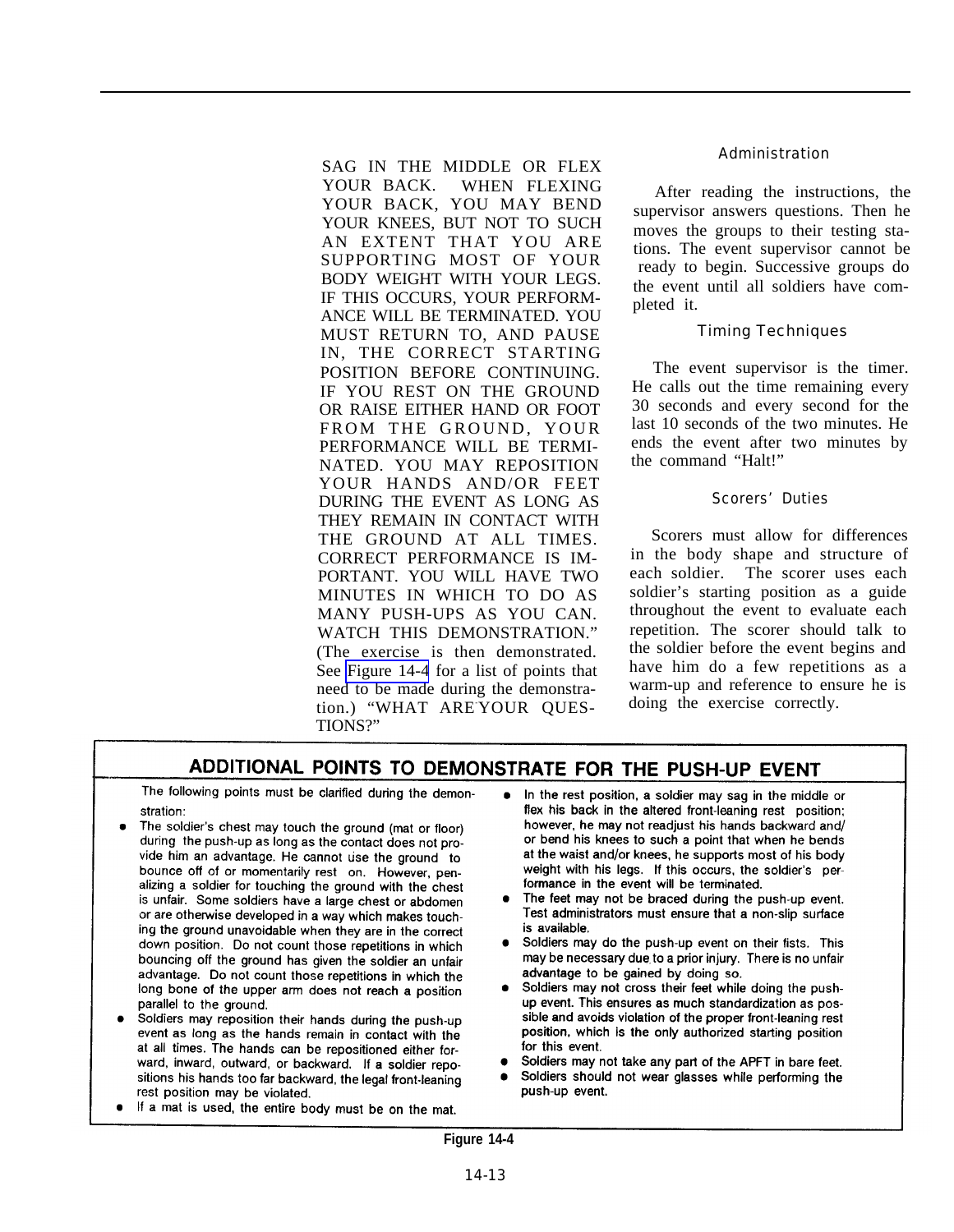SAG IN THE MIDDLE OR FLEX YOUR BACK. WHEN FLEXING YOUR BACK, YOU MAY BEND YOUR KNEES, BUT NOT TO SUCH AN EXTENT THAT YOU ARE SUPPORTING MOST OF YOUR BODY WEIGHT WITH YOUR LEGS. IF THIS OCCURS, YOUR PERFORMANCE WILL BE TERMINATED. YOU MUST RETURN TO, AND PAUSE IN, THE CORRECT STARTING POSITION BEFORE CONTINUING. IF YOU REST ON THE GROUND OR RAISE EITHER HAND OR FOOT FROM THE GROUND, YOUR PERFORMANCE WILL BE TERMINATED. YOU MAY REPOSITION YOUR HANDS AND/OR FEET DURING THE EVENT AS LONG AS THEY REMAIN IN CONTACT WITH THE GROUND AT ALL TIMES. CORRECT PERFORMANCE IS IMPORTANT. YOU WILL HAVE TWO MINUTES IN WHICH TO DO AS MANY PUSH-UPS AS YOU CAN. WATCH THIS DEMONSTRATION." (The exercise is then demonstrated. See Figure 14-4 for a list of points that need to be made during the demonstration.) "WHAT ARE YOUR QUESTIONS?"

### Administration

After reading the instructions, the supervisor answers questions. Then he moves the groups to their testing stations. The event supervisor cannot be ready to begin. Successive groups do the event until all soldiers have completed it.

### Timing Techniques

The event supervisor is the timer. He calls out the time remaining every 30 seconds and every second for the last 10 seconds of the two minutes. He ends the event after two minutes by the command "Halt!"

### Scorers' Duties

Scorers must allow for differences in the body shape and structure of each soldier. The scorer uses each soldier's starting position as a guide throughout the event to evaluate each repetition. The scorer should talk to the soldier before the event begins and have him do a few repetitions as a warm-up and reference to ensure he is doing the exercise correctly.

## ADDITIONAL POINTS TO DEMONSTRATE FOR THE PUSH-UP EVENT

The following points must be clarified during the demonstration:

- The soldier's chest may touch the ground (mat or floor) during the push-up as long as the contact does not provide him an advantage. He cannot use the ground to bounce off of or momentarily rest on. However, penalizing a soldier for touching the ground with the chest is unfair. Some soldiers have a large chest or abdomen or are otherwise developed in a way which makes touching the ground unavoidable when they are in the correct down position. Do not count those repetitions in which bouncing off the ground has given the soldier an unfair advantage. Do not count those repetitions in which the long bone of the upper arm does not reach a position parallel to the ground.
- Soldiers may reposition their hands during the push-up event as long as the hands remain in contact with the at all times. The hands can be repositioned either forward, inward, outward, or backward. If a soldier repositions his hands too far backward, the legal front-leaning rest position may be violated.
- If a mat is used, the entire body must be on the mat.
- In the rest position, a soldier may sag in the middle or flex his back in the altered front-leaning rest position; however, he may not readjust his hands backward and/or bend his knees to such a point that when he bends at the waist and/or knees, he supports most of his body weight with his legs. If this occurs, the soldier's performance in the event will be terminated.
- The feet may not be braced during the push-up event. Test administrators must ensure that a non-slip surface is available.
- Soldiers may do the push-up event on their fists. This may be necessary due to a prior injury. There is no unfair advantage to be gained by doing so.
- Soldiers may not cross their feet while doing the push-up event. This ensures as much standardization as possible and avoids violation of the proper front-leaning rest position, which is the only authorized starting position for this event.
- Soldiers may not take any part of the APFT in bare feet.
- Soldiers should not wear glasses while performing the push-up event.

**Figure 14-4**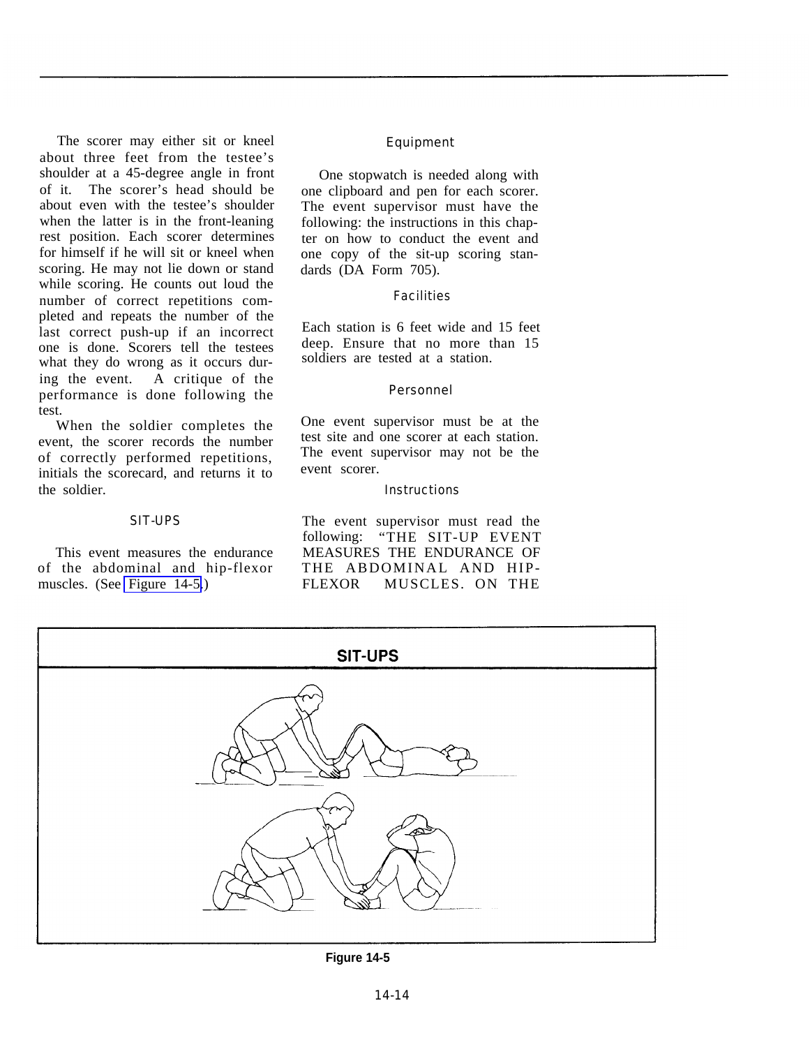The scorer may either sit or kneel about three feet from the testee's shoulder at a 45-degree angle in front of it. The scorer's head should be about even with the testee's shoulder when the latter is in the front-leaning rest position. Each scorer determines for himself if he will sit or kneel when scoring. He may not lie down or stand while scoring. He counts out loud the number of correct repetitions completed and repeats the number of the last correct push-up if an incorrect one is done. Scorers tell the testees what they do wrong as it occurs during the event. A critique of the performance is done following the test.

When the soldier completes the event, the scorer records the number of correctly performed repetitions, initials the scorecard, and returns it to the soldier.

## SIT-UPS

This event measures the endurance of the abdominal and hip-flexor muscles. (See Figure 14-5.)

### Equipment

One stopwatch is needed along with one clipboard and pen for each scorer. The event supervisor must have the following: the instructions in this chapter on how to conduct the event and one copy of the sit-up scoring standards (DA Form 705).

### Facilities

Each station is 6 feet wide and 15 feet deep. Ensure that no more than 15 soldiers are tested at a station.

### Personnel

One event supervisor must be at the test site and one scorer at each station. The event supervisor may not be the event scorer.

### Instructions

The event supervisor must read the following: "THE SIT-UP EVENT MEASURES THE ENDURANCE OF THE ABDOMINAL AND HIP-FLEXOR MUSCLES. ON THE

**SIT-UPS**

**Figure 14-5**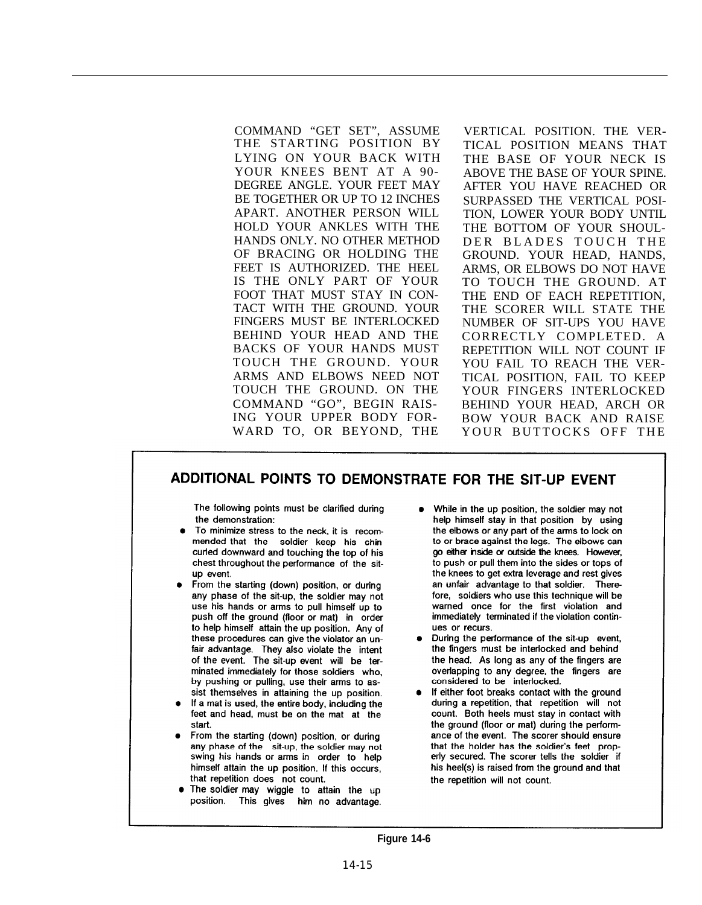COMMAND "GET SET", ASSUME THE STARTING POSITION BY LYING ON YOUR BACK WITH YOUR KNEES BENT AT A 90-DEGREE ANGLE. YOUR FEET MAY BE TOGETHER OR UP TO 12 INCHES APART. ANOTHER PERSON WILL HOLD YOUR ANKLES WITH THE HANDS ONLY. NO OTHER METHOD OF BRACING OR HOLDING THE FEET IS AUTHORIZED. THE HEEL IS THE ONLY PART OF YOUR FOOT THAT MUST STAY IN CONTACT WITH THE GROUND. YOUR FINGERS MUST BE INTERLOCKED BEHIND YOUR HEAD AND THE BACKS OF YOUR HANDS MUST TOUCH THE GROUND. YOUR ARMS AND ELBOWS NEED NOT TOUCH THE GROUND. ON THE COMMAND "GO", BEGIN RAISING YOUR UPPER BODY FORWARD TO, OR BEYOND, THE VERTICAL POSITION. THE VERTICAL POSITION MEANS THAT THE BASE OF YOUR NECK IS ABOVE THE BASE OF YOUR SPINE. AFTER YOU HAVE REACHED OR SURPASSED THE VERTICAL POSITION, LOWER YOUR BODY UNTIL THE BOTTOM OF YOUR SHOULDER BLADES TOUCH THE GROUND. YOUR HEAD, HANDS, ARMS, OR ELBOWS DO NOT HAVE TO TOUCH THE GROUND. AT THE END OF EACH REPETITION, THE SCORER WILL STATE THE NUMBER OF SIT-UPS YOU HAVE CORRECTLY COMPLETED. A REPETITION WILL NOT COUNT IF YOU FAIL TO REACH THE VERTICAL POSITION, FAIL TO KEEP YOUR FINGERS INTERLOCKED BEHIND YOUR HEAD, ARCH OR BOW YOUR BACK AND RAISE YOUR BUTTOCKS OFF THE

## ADDITIONAL POINTS TO DEMONSTRATE FOR THE SIT-UP EVENT

The following points must be clarified during the demonstration:

- To minimize stress to the neck, it is recommended that the soldier keep his chin curled downward and touching the top of his chest throughout the performance of the sit-up event.
- From the starting (down) position, or during any phase of the sit-up, the soldier may not use his hands or arms to pull himself up to push off the ground (floor or mat) in order to help himself attain the up position. Any of these procedures can give the violator an unfair advantage. They also violate the intent of the event. The sit-up event will be terminated immediately for those soldiers who, by pushing or pulling, use their arms to assist themselves in attaining the up position.
- If a mat is used, the entire body, including the feet and head, must be on the mat at the start.
- From the starting (down) position, or during any phase of the sit-up, the soldier may not swing his hands or arms in order to help himself attain the up position. If this occurs, that repetition does not count.
- The soldier may wiggle to attain the up position. This gives him no advantage.
- While in the up position, the soldier may not help himself stay in that position by using the elbows or any part of the arms to lock on to or brace against the legs. The elbows can go either inside or outside the knees. However, to push or pull them into the sides or tops of the knees to get extra leverage and rest gives an unfair advantage to that soldier. Therefore, soldiers who use this technique will be warned once for the first violation and immediately terminated if the violation continues or recurs.
- During the performance of the sit-up event, the fingers must be interlocked and behind the head. As long as any of the fingers are overlapping to any degree, the fingers are considered to be interlocked.
- If either foot breaks contact with the ground during a repetition, that repetition will not count. Both heels must stay in contact with the ground (floor or mat) during the performance of the event. The scorer should ensure that the holder has the soldier's feet properly secured. The scorer tells the soldier if his heel(s) is raised from the ground and that the repetition will not count.

Figure 14-6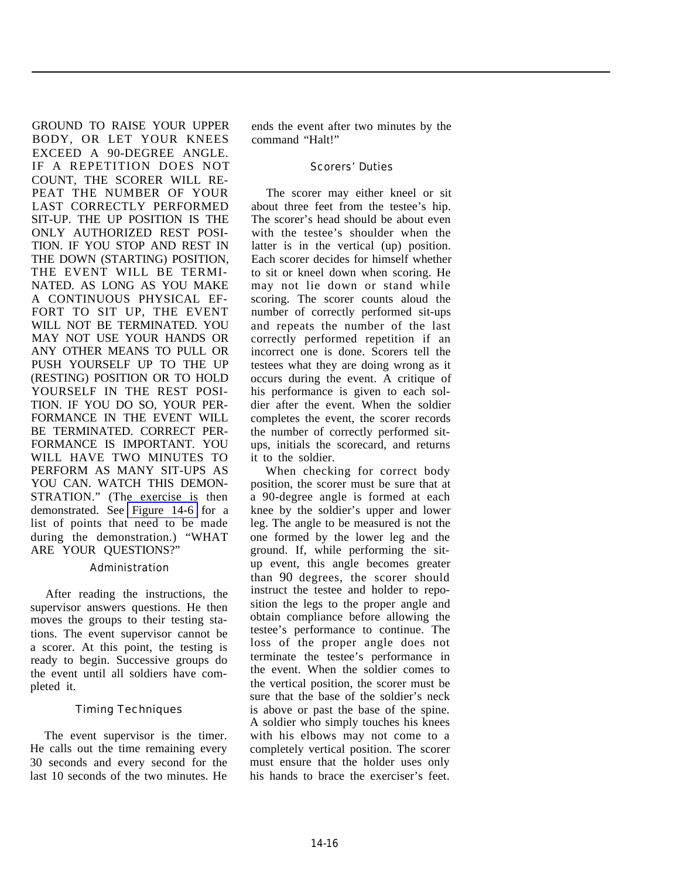GROUND TO RAISE YOUR UPPER BODY, OR LET YOUR KNEES EXCEED A 90-DEGREE ANGLE. IF A REPETITION DOES NOT COUNT, THE SCORER WILL REPEAT THE NUMBER OF YOUR LAST CORRECTLY PERFORMED SIT-UP. THE UP POSITION IS THE ONLY AUTHORIZED REST POSITION. IF YOU STOP AND REST IN THE DOWN (STARTING) POSITION, THE EVENT WILL BE TERMINATED. AS LONG AS YOU MAKE A CONTINUOUS PHYSICAL EFFORT TO SIT UP, THE EVENT WILL NOT BE TERMINATED. YOU MAY NOT USE YOUR HANDS OR ANY OTHER MEANS TO PULL OR PUSH YOURSELF UP TO THE UP (RESTING) POSITION OR TO HOLD YOURSELF IN THE REST POSITION. IF YOU DO SO, YOUR PERFORMANCE IN THE EVENT WILL BE TERMINATED. CORRECT PERFORMANCE IS IMPORTANT. YOU WILL HAVE TWO MINUTES TO PERFORM AS MANY SIT-UPS AS YOU CAN. WATCH THIS DEMONSTRATION." (The exercise is then demonstrated. See Figure 14-6 for a list of points that need to be made during the demonstration.) "WHAT ARE YOUR QUESTIONS?"

### Administration

After reading the instructions, the supervisor answers questions. He then moves the groups to their testing stations. The event supervisor cannot be a scorer. At this point, the testing is ready to begin. Successive groups do the event until all soldiers have completed it.

### Timing Techniques

The event supervisor is the timer. He calls out the time remaining every 30 seconds and every second for the last 10 seconds of the two minutes. He ends the event after two minutes by the command "Halt!"

### Scorers' Duties

The scorer may either kneel or sit about three feet from the testee's hip. The scorer's head should be about even with the testee's shoulder when the latter is in the vertical (up) position. Each scorer decides for himself whether to sit or kneel down when scoring. He may not lie down or stand while scoring. The scorer counts aloud the number of correctly performed sit-ups and repeats the number of the last correctly performed repetition if an incorrect one is done. Scorers tell the testees what they are doing wrong as it occurs during the event. A critique of his performance is given to each soldier after the event. When the soldier completes the event, the scorer records the number of correctly performed sit-ups, initials the scorecard, and returns it to the soldier.

When checking for correct body position, the scorer must be sure that at a 90-degree angle is formed at each knee by the soldier's upper and lower leg. The angle to be measured is not the one formed by the lower leg and the ground. If, while performing the sit-up event, this angle becomes greater than 90 degrees, the scorer should instruct the testee and holder to reposition the legs to the proper angle and obtain compliance before allowing the testee's performance to continue. The loss of the proper angle does not terminate the testee's performance in the event. When the soldier comes to the vertical position, the scorer must be sure that the base of the soldier's neck is above or past the base of the spine. A soldier who simply touches his knees with his elbows may not come to a completely vertical position. The scorer must ensure that the holder uses only his hands to brace the exerciser's feet.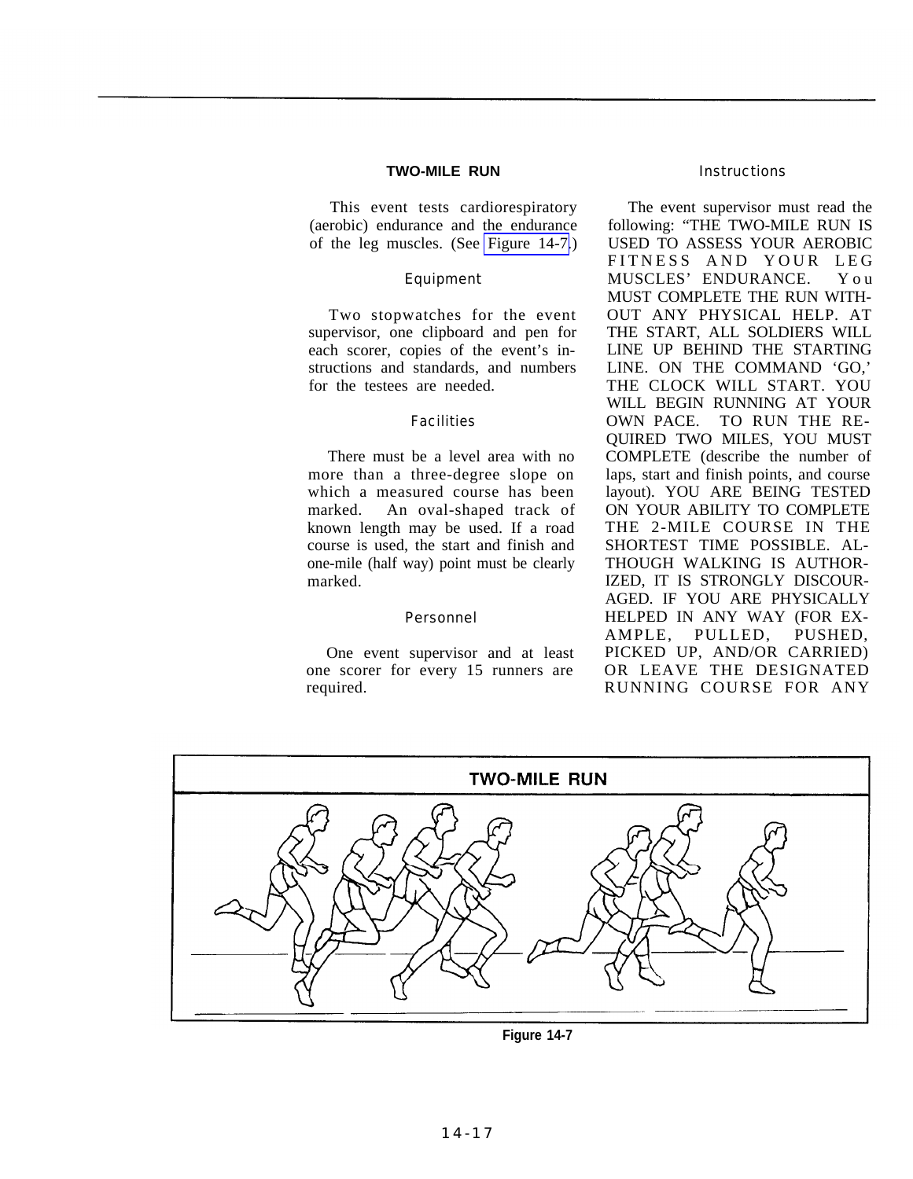## TWO-MILE RUN

This event tests cardiorespiratory (aerobic) endurance and the endurance of the leg muscles. (See Figure 14-7.)

### Equipment

Two stopwatches for the event supervisor, one clipboard and pen for each scorer, copies of the event's instructions and standards, and numbers for the testees are needed.

### Facilities

There must be a level area with no more than a three-degree slope on which a measured course has been marked. An oval-shaped track of known length may be used. If a road course is used, the start and finish and one-mile (half way) point must be clearly marked.

### Personnel

One event supervisor and at least one scorer for every 15 runners are required.

### Instructions

The event supervisor must read the following: "THE TWO-MILE RUN IS USED TO ASSESS YOUR AEROBIC FITNESS AND YOUR LEG MUSCLES' ENDURANCE. You MUST COMPLETE THE RUN WITHOUT ANY PHYSICAL HELP. AT THE START, ALL SOLDIERS WILL LINE UP BEHIND THE STARTING LINE. ON THE COMMAND 'GO,' THE CLOCK WILL START. YOU WILL BEGIN RUNNING AT YOUR OWN PACE. TO RUN THE REQUIRED TWO MILES, YOU MUST COMPLETE (describe the number of laps, start and finish points, and course layout). YOU ARE BEING TESTED ON YOUR ABILITY TO COMPLETE THE 2-MILE COURSE IN THE SHORTEST TIME POSSIBLE. ALTHOUGH WALKING IS AUTHORIZED, IT IS STRONGLY DISCOURAGED. IF YOU ARE PHYSICALLY HELPED IN ANY WAY (FOR EXAMPLE, PULLED, PUSHED, PICKED UP, AND/OR CARRIED) OR LEAVE THE DESIGNATED RUNNING COURSE FOR ANY

**TWO-MILE RUN**

**Figure 14-7**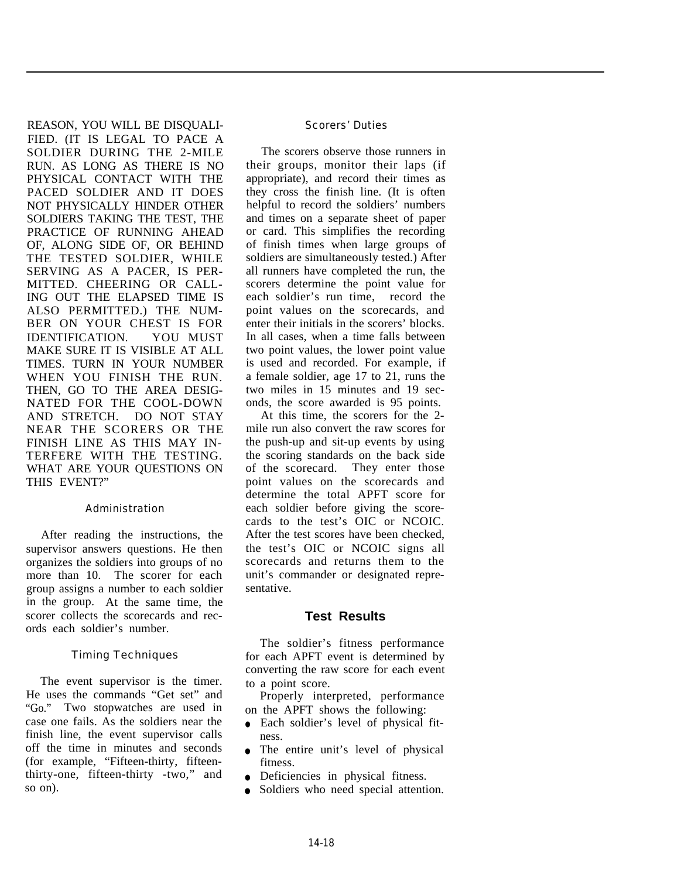REASON, YOU WILL BE DISQUALIFIED. (IT IS LEGAL TO PACE A SOLDIER DURING THE 2-MILE RUN. AS LONG AS THERE IS NO PHYSICAL CONTACT WITH THE PACED SOLDIER AND IT DOES NOT PHYSICALLY HINDER OTHER SOLDIERS TAKING THE TEST, THE PRACTICE OF RUNNING AHEAD OF, ALONG SIDE OF, OR BEHIND THE TESTED SOLDIER, WHILE SERVING AS A PACER, IS PERMITTED. CHEERING OR CALLING OUT THE ELAPSED TIME IS ALSO PERMITTED.) THE NUMBER ON YOUR CHEST IS FOR IDENTIFICATION. YOU MUST MAKE SURE IT IS VISIBLE AT ALL TIMES. TURN IN YOUR NUMBER WHEN YOU FINISH THE RUN. THEN, GO TO THE AREA DESIGNATED FOR THE COOL-DOWN AND STRETCH. DO NOT STAY NEAR THE SCORERS OR THE FINISH LINE AS THIS MAY INTERFERE WITH THE TESTING. WHAT ARE YOUR QUESTIONS ON THIS EVENT?"

#### Administration

After reading the instructions, the supervisor answers questions. He then organizes the soldiers into groups of no more than 10. The scorer for each group assigns a number to each soldier in the group. At the same time, the scorer collects the scorecards and records each soldier's number.

#### Timing Techniques

The event supervisor is the timer. He uses the commands "Get set" and "GO." Two stopwatches are used in case one fails. As the soldiers near the finish line, the event supervisor calls off the time in minutes and seconds (for example, "Fifteen-thirty, fifteen-thirty-one, fifteen-thirty -two," and so on).

#### Scorers' Duties

The scorers observe those runners in their groups, monitor their laps (if appropriate), and record their times as they cross the finish line. (It is often helpful to record the soldiers' numbers and times on a separate sheet of paper or card. This simplifies the recording of finish times when large groups of soldiers are simultaneously tested.) After all runners have completed the run, the scorers determine the point value for each soldier's run time, record the point values on the scorecards, and enter their initials in the scorers' blocks. In all cases, when a time falls between two point values, the lower point value is used and recorded. For example, if a female soldier, age 17 to 21, runs the two miles in 15 minutes and 19 seconds, the score awarded is 95 points.

At this time, the scorers for the 2-mile run also convert the raw scores for the push-up and sit-up events by using the scoring standards on the back side of the scorecard. They enter those point values on the scorecards and determine the total APFT score for each soldier before giving the scorecards to the test's OIC or NCOIC. After the test scores have been checked, the test's OIC or NCOIC signs all scorecards and returns them to the unit's commander or designated representative.

## Test Results

The soldier's fitness performance for each APFT event is determined by converting the raw score for each event to a point score.

Properly interpreted, performance on the APFT shows the following:

- Each soldier's level of physical fitness.
- The entire unit's level of physical fitness.
- Deficiencies in physical fitness.
- Soldiers who need special attention.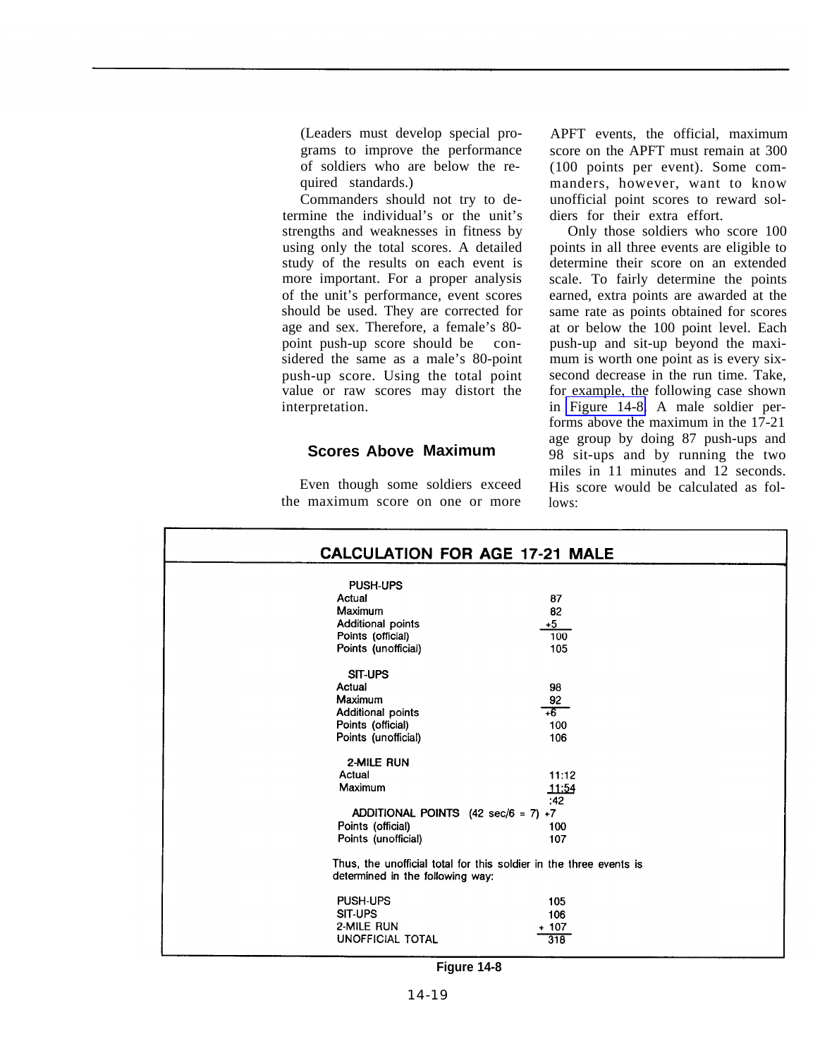(Leaders must develop special programs to improve the performance of soldiers who are below the required standards.)

Commanders should not try to determine the individual's or the unit's strengths and weaknesses in fitness by using only the total scores. A detailed study of the results on each event is more important. For a proper analysis of the unit's performance, event scores should be used. They are corrected for age and sex. Therefore, a female's 80-point push-up score should be considered the same as a male's 80-point push-up score. Using the total point value or raw scores may distort the interpretation.

### Scores Above Maximum

Even though some soldiers exceed the maximum score on one or more APFT events, the official, maximum score on the APFT must remain at 300 (100 points per event). Some commanders, however, want to know unofficial point scores to reward soldiers for their extra effort.

Only those soldiers who score 100 points in all three events are eligible to determine their score on an extended scale. To fairly determine the points earned, extra points are awarded at the same rate as points obtained for scores at or below the 100 point level. Each push-up and sit-up beyond the maximum is worth one point as is every six-second decrease in the run time. Take, for example, the following case shown in Figure 14-8. A male soldier performs above the maximum in the 17-21 age group by doing 87 push-ups and 98 sit-ups and by running the two miles in 11 minutes and 12 seconds. His score would be calculated as follows:

**CALCULATION FOR AGE 17-21 MALE**

| PUSH-UPS | |
|---|---|
| Actual | 87 |
| Maximum | 82 |
| Additional points | +5 |
| Points (official) | 100 |
| Points (unofficial) | 105 |

| SIT-UPS | |
|---|---|
| Actual | 98 |
| Maximum | 92 |
| Additional points | +6 |
| Points (official) | 100 |
| Points (unofficial) | 106 |

| 2-MILE RUN | |
|---|---|
| Actual | 11:12 |
| Maximum | 11:54 |
| | :42 |
| ADDITIONAL POINTS (42 sec/6 = 7) | +7 |
| Points (official) | 100 |
| Points (unofficial) | 107 |

Thus, the unofficial total for this soldier in the three events is determined in the following way:

| | |
|---|---|
| PUSH-UPS | 105 |
| SIT-UPS | 106 |
| 2-MILE RUN | + 107 |
| UNOFFICIAL TOTAL | 318 |

Figure 14-8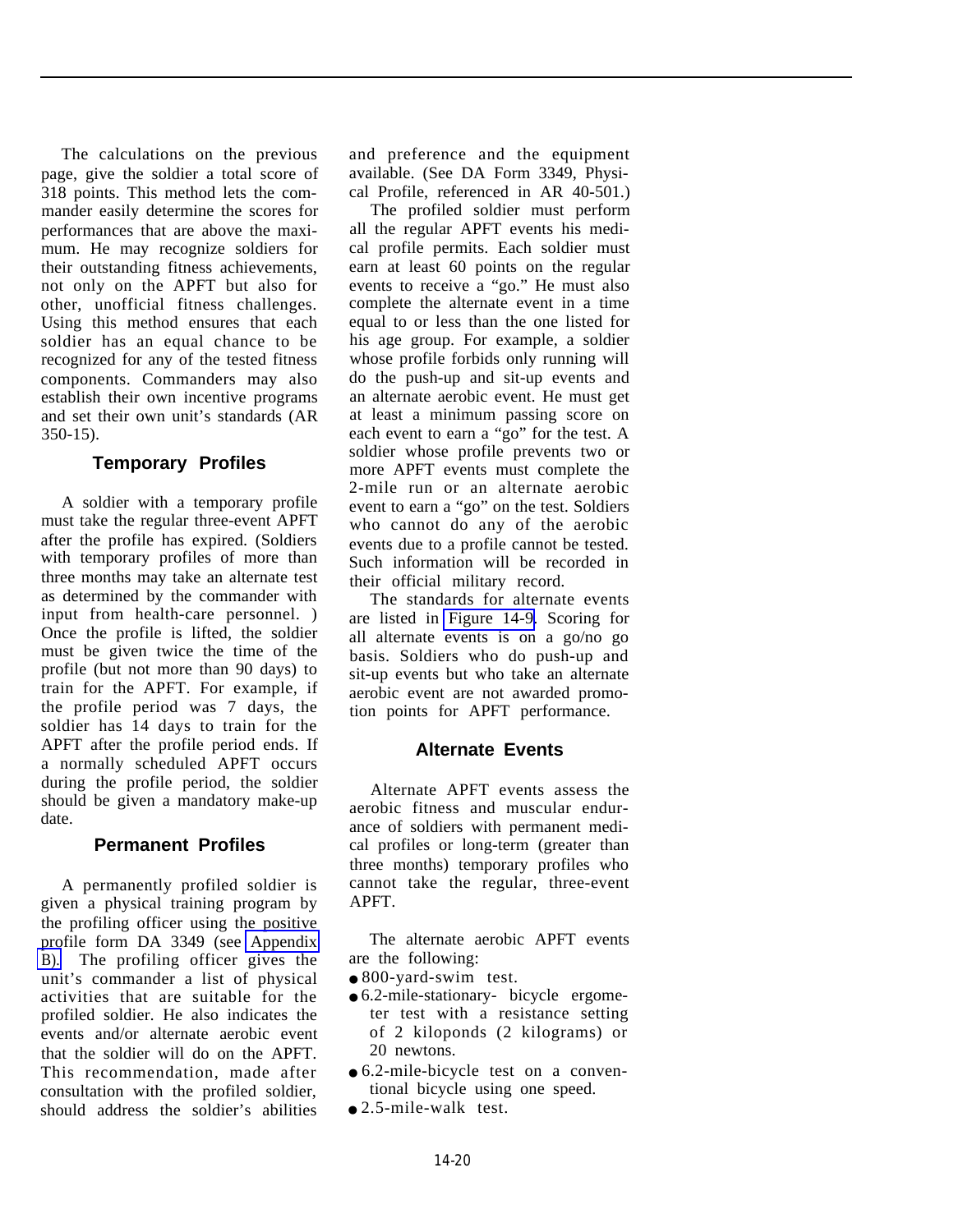The calculations on the previous page, give the soldier a total score of 318 points. This method lets the commander easily determine the scores for performances that are above the maximum. He may recognize soldiers for their outstanding fitness achievements, not only on the APFT but also for other, unofficial fitness challenges. Using this method ensures that each soldier has an equal chance to be recognized for any of the tested fitness components. Commanders may also establish their own incentive programs and set their own unit's standards (AR 350-15).

### Temporary Profiles

A soldier with a temporary profile must take the regular three-event APFT after the profile has expired. (Soldiers with temporary profiles of more than three months may take an alternate test as determined by the commander with input from health-care personnel. ) Once the profile is lifted, the soldier must be given twice the time of the profile (but not more than 90 days) to train for the APFT. For example, if the profile period was 7 days, the soldier has 14 days to train for the APFT after the profile period ends. If a normally scheduled APFT occurs during the profile period, the soldier should be given a mandatory make-up date.

### Permanent Profiles

A permanently profiled soldier is given a physical training program by the profiling officer using the positive profile form DA 3349 (see Appendix B). The profiling officer gives the unit's commander a list of physical activities that are suitable for the profiled soldier. He also indicates the events and/or alternate aerobic event that the soldier will do on the APFT. This recommendation, made after consultation with the profiled soldier, should address the soldier's abilities and preference and the equipment available. (See DA Form 3349, Physical Profile, referenced in AR 40-501.)

The profiled soldier must perform all the regular APFT events his medical profile permits. Each soldier must earn at least 60 points on the regular events to receive a "go." He must also complete the alternate event in a time equal to or less than the one listed for his age group. For example, a soldier whose profile forbids only running will do the push-up and sit-up events and an alternate aerobic event. He must get at least a minimum passing score on each event to earn a "go" for the test. A soldier whose profile prevents two or more APFT events must complete the 2-mile run or an alternate aerobic event to earn a "go" on the test. Soldiers who cannot do any of the aerobic events due to a profile cannot be tested. Such information will be recorded in their official military record.

The standards for alternate events are listed in Figure 14-9. Scoring for all alternate events is on a go/no go basis. Soldiers who do push-up and sit-up events but who take an alternate aerobic event are not awarded promotion points for APFT performance.

### Alternate Events

Alternate APFT events assess the aerobic fitness and muscular endurance of soldiers with permanent medical profiles or long-term (greater than three months) temporary profiles who cannot take the regular, three-event APFT.

The alternate aerobic APFT events are the following:

- 800-yard-swim test.
- 6.2-mile-stationary- bicycle ergometer test with a resistance setting of 2 kiloponds (2 kilograms) or 20 newtons.
- 6.2-mile-bicycle test on a conventional bicycle using one speed.
- 2.5-mile-walk test.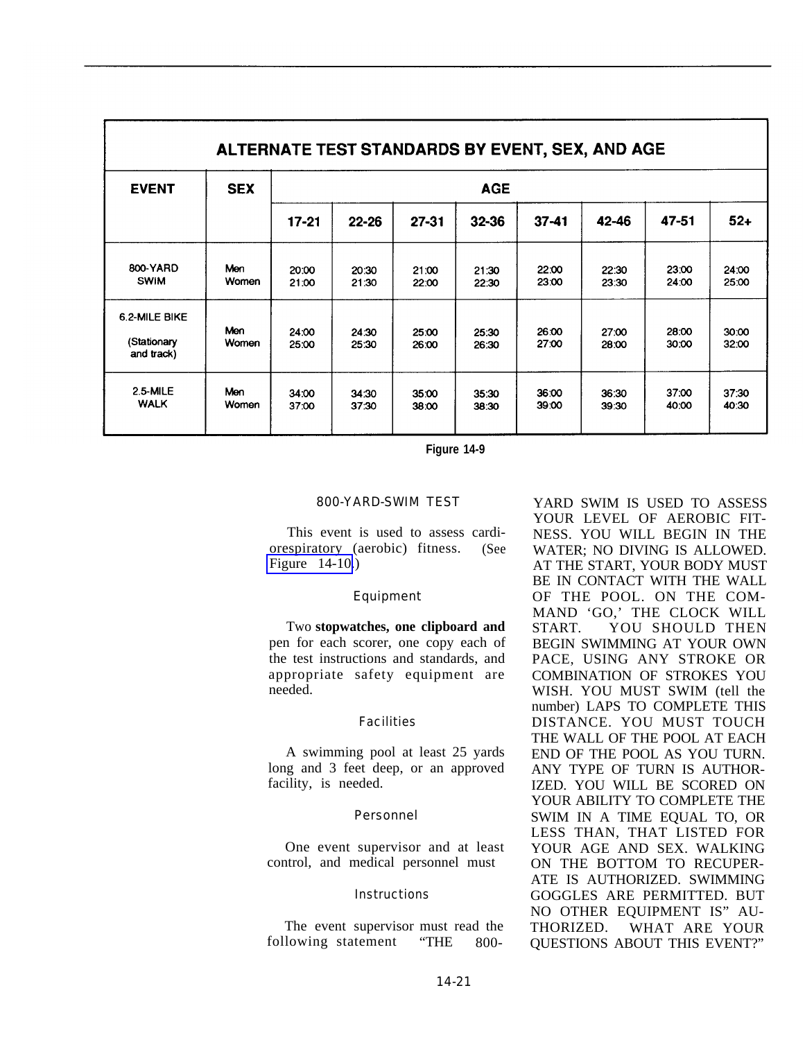| ALTERNATE TEST STANDARDS BY EVENT, SEX, AND AGE | | | | | | | | | |
|---|---|---|---|---|---|---|---|---|---|
| EVENT | SEX | AGE | | | | | | | |
| | | 17-21 | 22-26 | 27-31 | 32-36 | 37-41 | 42-46 | 47-51 | 52+ |
| 800-YARD SWIM | Men<br>Women | 20:00<br>21:00 | 20:30<br>21:30 | 21:00<br>22:00 | 21:30<br>22:30 | 22:00<br>23:00 | 22:30<br>23:30 | 23:00<br>24:00 | 24:00<br>25:00 |
| 6.2-MILE BIKE (Stationary and track) | Men<br>Women | 24:00<br>25:00 | 24:30<br>25:30 | 25:00<br>26:00 | 25:30<br>26:30 | 26:00<br>27:00 | 27:00<br>28:00 | 28:00<br>30:00 | 30:00<br>32:00 |
| 2.5-MILE WALK | Men<br>Women | 34:00<br>37:00 | 34:30<br>37:30 | 35:00<br>38:00 | 35:30<br>38:30 | 36:00<br>39:00 | 36:30<br>39:30 | 37:00<br>40:00 | 37:30<br>40:30 |

Figure 14-9

### 800-YARD-SWIM TEST

This event is used to assess cardiorespiratory (aerobic) fitness. (See Figure 14-10.)

#### Equipment

Two **stopwatches, one clipboard and** pen for each scorer, one copy each of the test instructions and standards, and appropriate safety equipment are needed.

#### Facilities

A swimming pool at least 25 yards long and 3 feet deep, or an approved facility, is needed.

#### Personnel

One event supervisor and at least control, and medical personnel must

#### Instructions

The event supervisor must read the following statement "THE 800-YARD SWIM IS USED TO ASSESS YOUR LEVEL OF AEROBIC FITNESS. YOU WILL BEGIN IN THE WATER; NO DIVING IS ALLOWED. AT THE START, YOUR BODY MUST BE IN CONTACT WITH THE WALL OF THE POOL. ON THE COMMAND 'GO,' THE CLOCK WILL START. YOU SHOULD THEN BEGIN SWIMMING AT YOUR OWN PACE, USING ANY STROKE OR COMBINATION OF STROKES YOU WISH. YOU MUST SWIM (tell the number) LAPS TO COMPLETE THIS DISTANCE. YOU MUST TOUCH THE WALL OF THE POOL AT EACH END OF THE POOL AS YOU TURN. ANY TYPE OF TURN IS AUTHORIZED. YOU WILL BE SCORED ON YOUR ABILITY TO COMPLETE THE SWIM IN A TIME EQUAL TO, OR LESS THAN, THAT LISTED FOR YOUR AGE AND SEX. WALKING ON THE BOTTOM TO RECUPERATE IS AUTHORIZED. SWIMMING GOGGLES ARE PERMITTED. BUT NO OTHER EQUIPMENT IS" AUTHORIZED. WHAT ARE YOUR QUESTIONS ABOUT THIS EVENT?"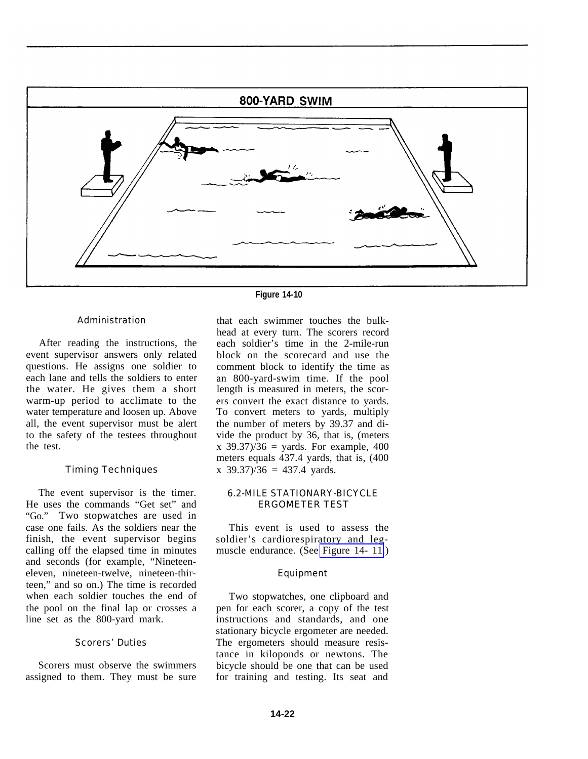800-YARD SWIM

Figure 14-10

### Administration

After reading the instructions, the event supervisor answers only related questions. He assigns one soldier to each lane and tells the soldiers to enter the water. He gives them a short warm-up period to acclimate to the water temperature and loosen up. Above all, the event supervisor must be alert to the safety of the testees throughout the test.

### Timing Techniques

The event supervisor is the timer. He uses the commands "Get set" and "Go." Two stopwatches are used in case one fails. As the soldiers near the finish, the event supervisor begins calling off the elapsed time in minutes and seconds (for example, "Nineteen-eleven, nineteen-twelve, nineteen-thirteen," and so on.) The time is recorded when each soldier touches the end of the pool on the final lap or crosses a line set as the 800-yard mark.

### Scorers' Duties

Scorers must observe the swimmers assigned to them. They must be sure that each swimmer touches the bulkhead at every turn. The scorers record each soldier's time in the 2-mile-run block on the scorecard and use the comment block to identify the time as an 800-yard-swim time. If the pool length is measured in meters, the scorers convert the exact distance to yards. To convert meters to yards, multiply the number of meters by 39.37 and divide the product by 36, that is, (meters x 39.37)/36 = yards. For example, 400 meters equals 437.4 yards, that is, (400 x 39.37)/36 = 437.4 yards.

## 6.2-MILE STATIONARY-BICYCLE ERGOMETER TEST

This event is used to assess the soldier's cardiorespiratory and leg-muscle endurance. (See Figure 14- 11.)

### Equipment

Two stopwatches, one clipboard and pen for each scorer, a copy of the test instructions and standards, and one stationary bicycle ergometer are needed. The ergometers should measure resistance in kiloponds or newtons. The bicycle should be one that can be used for training and testing. Its seat and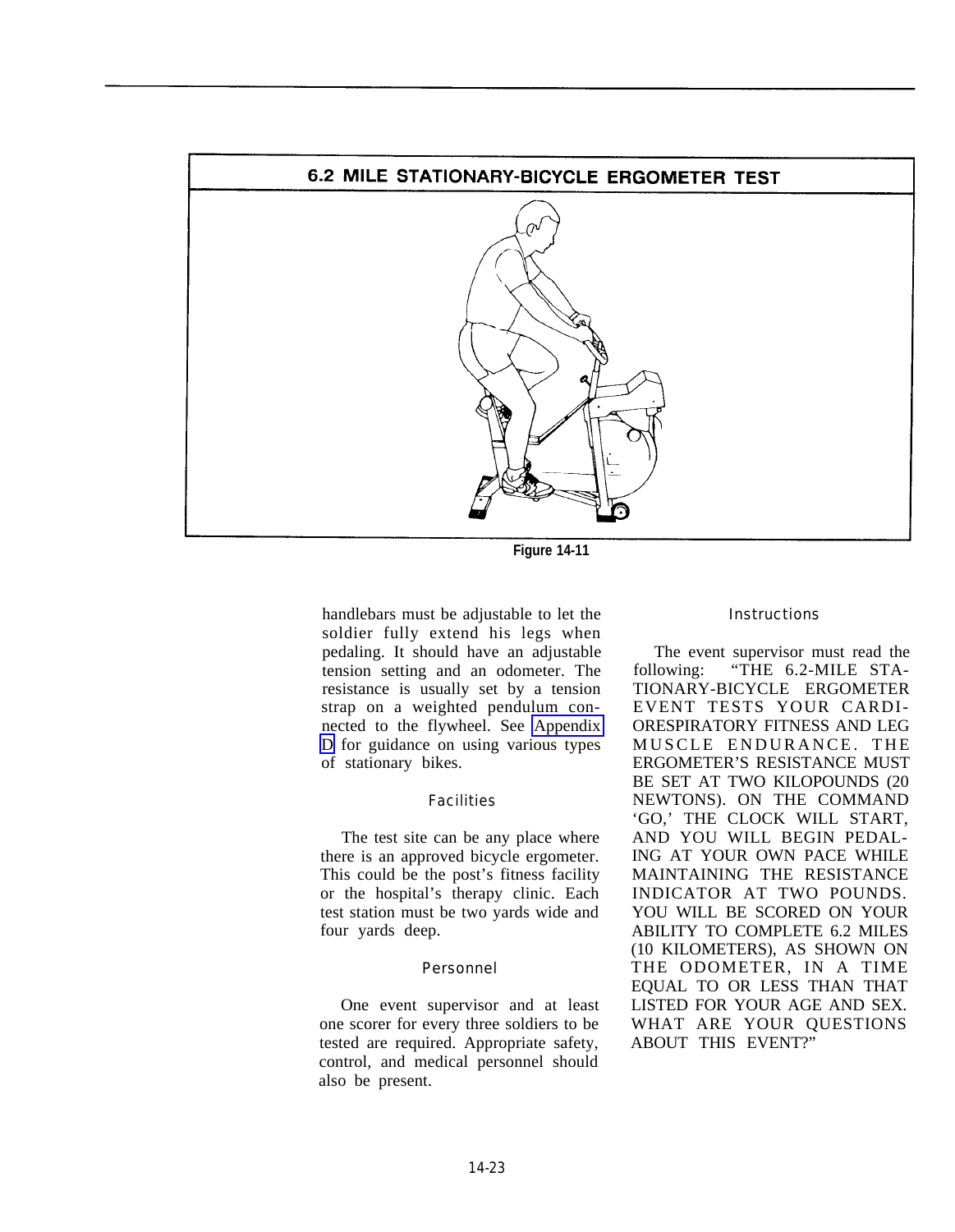## 6.2 MILE STATIONARY-BICYCLE ERGOMETER TEST

Figure 14-11

handlebars must be adjustable to let the soldier fully extend his legs when pedaling. It should have an adjustable tension setting and an odometer. The resistance is usually set by a tension strap on a weighted pendulum connected to the flywheel. See Appendix D for guidance on using various types of stationary bikes.

### Facilities

The test site can be any place where there is an approved bicycle ergometer. This could be the post's fitness facility or the hospital's therapy clinic. Each test station must be two yards wide and four yards deep.

### Personnel

One event supervisor and at least one scorer for every three soldiers to be tested are required. Appropriate safety, control, and medical personnel should also be present.

### Instructions

The event supervisor must read the following: "THE 6.2-MILE STATIONARY-BICYCLE ERGOMETER EVENT TESTS YOUR CARDIORESPIRATORY FITNESS AND LEG MUSCLE ENDURANCE. THE ERGOMETER'S RESISTANCE MUST BE SET AT TWO KILOPOUNDS (20 NEWTONS). ON THE COMMAND 'GO,' THE CLOCK WILL START, AND YOU WILL BEGIN PEDALING AT YOUR OWN PACE WHILE MAINTAINING THE RESISTANCE INDICATOR AT TWO POUNDS. YOU WILL BE SCORED ON YOUR ABILITY TO COMPLETE 6.2 MILES (10 KILOMETERS), AS SHOWN ON THE ODOMETER, IN A TIME EQUAL TO OR LESS THAN THAT LISTED FOR YOUR AGE AND SEX. WHAT ARE YOUR QUESTIONS ABOUT THIS EVENT?"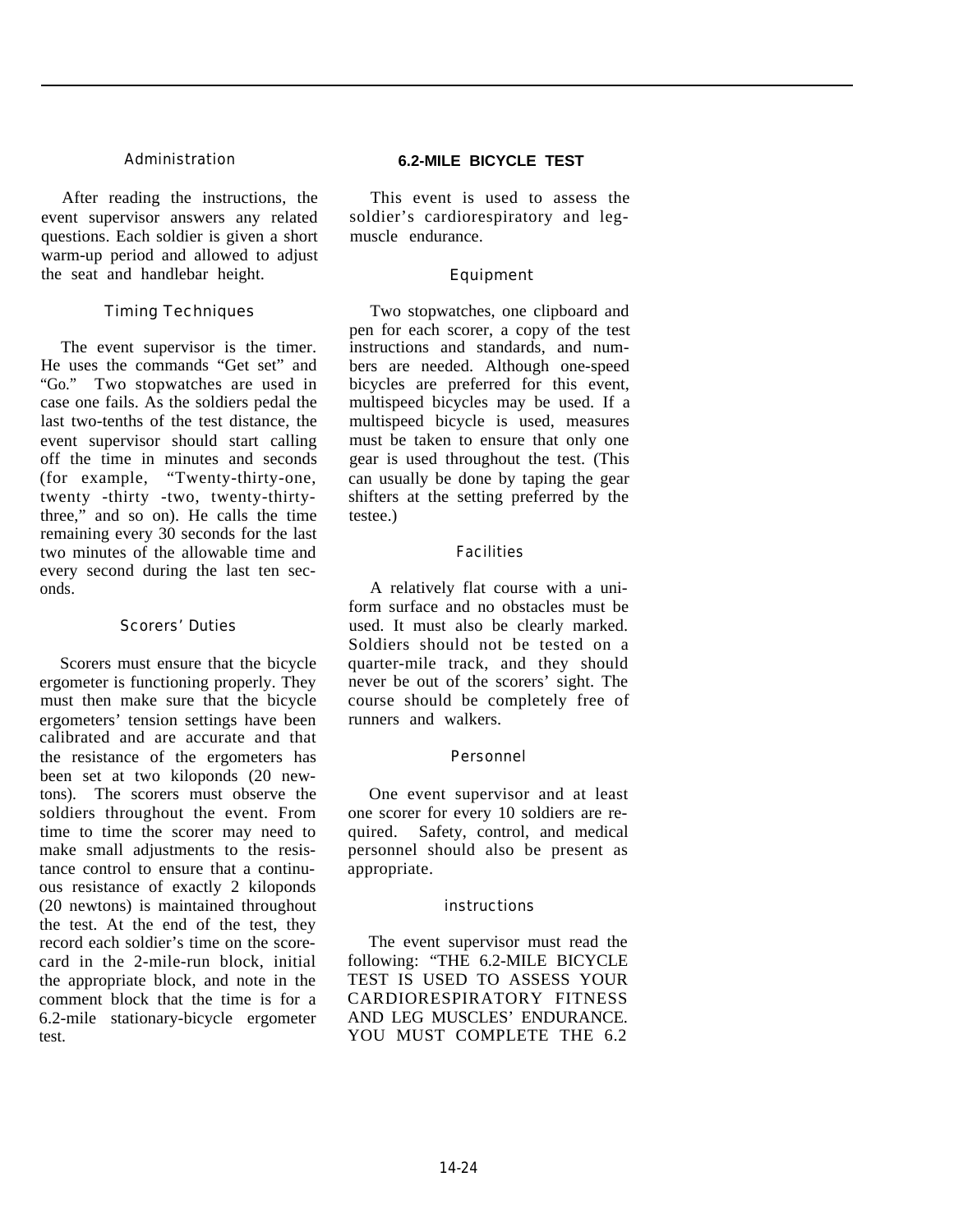### Administration

After reading the instructions, the event supervisor answers any related questions. Each soldier is given a short warm-up period and allowed to adjust the seat and handlebar height.

### Timing Techniques

The event supervisor is the timer. He uses the commands "Get set" and "Go." Two stopwatches are used in case one fails. As the soldiers pedal the last two-tenths of the test distance, the event supervisor should start calling off the time in minutes and seconds (for example, "Twenty-thirty-one, twenty -thirty -two, twenty-thirty-three," and so on). He calls the time remaining every 30 seconds for the last two minutes of the allowable time and every second during the last ten seconds.

### Scorers' Duties

Scorers must ensure that the bicycle ergometer is functioning properly. They must then make sure that the bicycle ergometers' tension settings have been calibrated and are accurate and that the resistance of the ergometers has been set at two kiloponds (20 newtons). The scorers must observe the soldiers throughout the event. From time to time the scorer may need to make small adjustments to the resistance control to ensure that a continuous resistance of exactly 2 kiloponds (20 newtons) is maintained throughout the test. At the end of the test, they record each soldier's time on the scorecard in the 2-mile-run block, initial the appropriate block, and note in the comment block that the time is for a 6.2-mile stationary-bicycle ergometer test.

## 6.2-MILE BICYCLE TEST

This event is used to assess the soldier's cardiorespiratory and leg-muscle endurance.

### Equipment

Two stopwatches, one clipboard and pen for each scorer, a copy of the test instructions and standards, and numbers are needed. Although one-speed bicycles are preferred for this event, multispeed bicycles may be used. If a multispeed bicycle is used, measures must be taken to ensure that only one gear is used throughout the test. (This can usually be done by taping the gear shifters at the setting preferred by the testee.)

### Facilities

A relatively flat course with a uniform surface and no obstacles must be used. It must also be clearly marked. Soldiers should not be tested on a quarter-mile track, and they should never be out of the scorers' sight. The course should be completely free of runners and walkers.

### Personnel

One event supervisor and at least one scorer for every 10 soldiers are required. Safety, control, and medical personnel should also be present as appropriate.

### instructions

The event supervisor must read the following: "THE 6.2-MILE BICYCLE TEST IS USED TO ASSESS YOUR CARDIORESPIRATORY FITNESS AND LEG MUSCLES' ENDURANCE. YOU MUST COMPLETE THE 6.2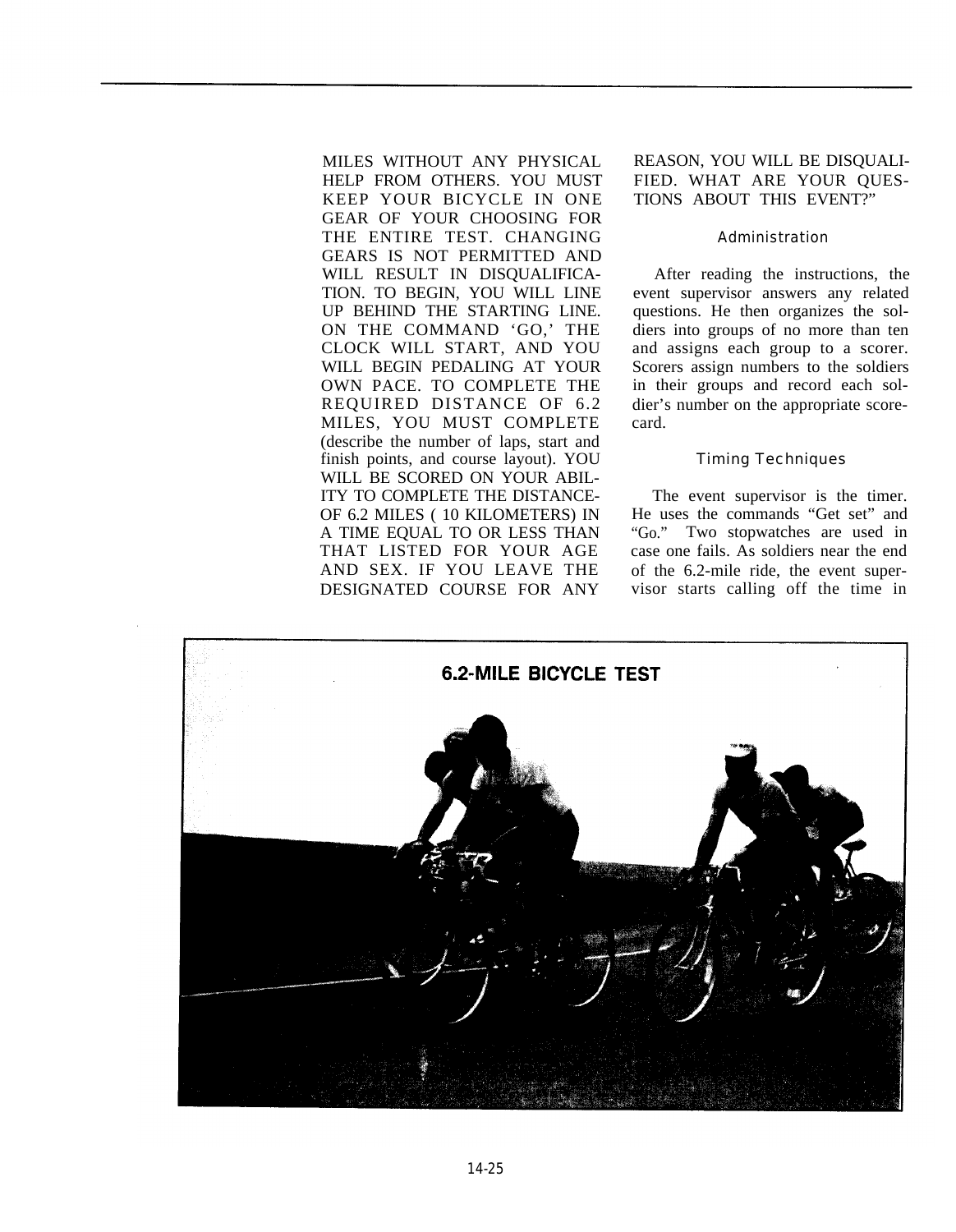MILES WITHOUT ANY PHYSICAL HELP FROM OTHERS. YOU MUST KEEP YOUR BICYCLE IN ONE GEAR OF YOUR CHOOSING FOR THE ENTIRE TEST. CHANGING GEARS IS NOT PERMITTED AND WILL RESULT IN DISQUALIFICATION. TO BEGIN, YOU WILL LINE UP BEHIND THE STARTING LINE. ON THE COMMAND 'GO,' THE CLOCK WILL START, AND YOU WILL BEGIN PEDALING AT YOUR OWN PACE. TO COMPLETE THE REQUIRED DISTANCE OF 6.2 MILES, YOU MUST COMPLETE (describe the number of laps, start and finish points, and course layout). YOU WILL BE SCORED ON YOUR ABILITY TO COMPLETE THE DISTANCE-OF 6.2 MILES ( 10 KILOMETERS) IN A TIME EQUAL TO OR LESS THAN THAT LISTED FOR YOUR AGE AND SEX. IF YOU LEAVE THE DESIGNATED COURSE FOR ANY REASON, YOU WILL BE DISQUALIFIED. WHAT ARE YOUR QUESTIONS ABOUT THIS EVENT?"

### Administration

After reading the instructions, the event supervisor answers any related questions. He then organizes the soldiers into groups of no more than ten and assigns each group to a scorer. Scorers assign numbers to the soldiers in their groups and record each soldier's number on the appropriate scorecard.

### Timing Techniques

The event supervisor is the timer. He uses the commands "Get set" and "Go." Two stopwatches are used in case one fails. As soldiers near the end of the 6.2-mile ride, the event supervisor starts calling off the time in

**6.2-MILE BICYCLE TEST**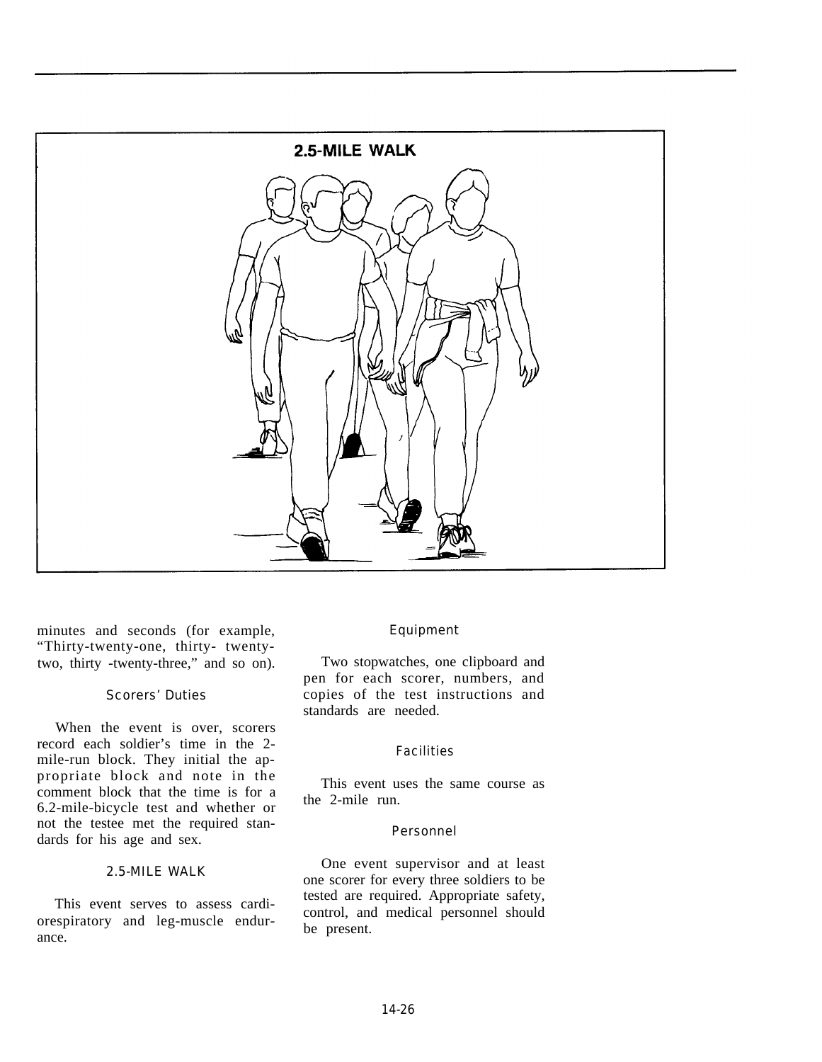**2.5-MILE WALK**

minutes and seconds (for example, "Thirty-twenty-one, thirty- twenty-two, thirty -twenty-three," and so on).

### Scorers' Duties

When the event is over, scorers record each soldier's time in the 2-mile-run block. They initial the appropriate block and note in the comment block that the time is for a 6.2-mile-bicycle test and whether or not the testee met the required standards for his age and sex.

## 2.5-MILE WALK

This event serves to assess cardiorespiratory and leg-muscle endurance.

### Equipment

Two stopwatches, one clipboard and pen for each scorer, numbers, and copies of the test instructions and standards are needed.

### Facilities

This event uses the same course as the 2-mile run.

### Personnel

One event supervisor and at least one scorer for every three soldiers to be tested are required. Appropriate safety, control, and medical personnel should be present.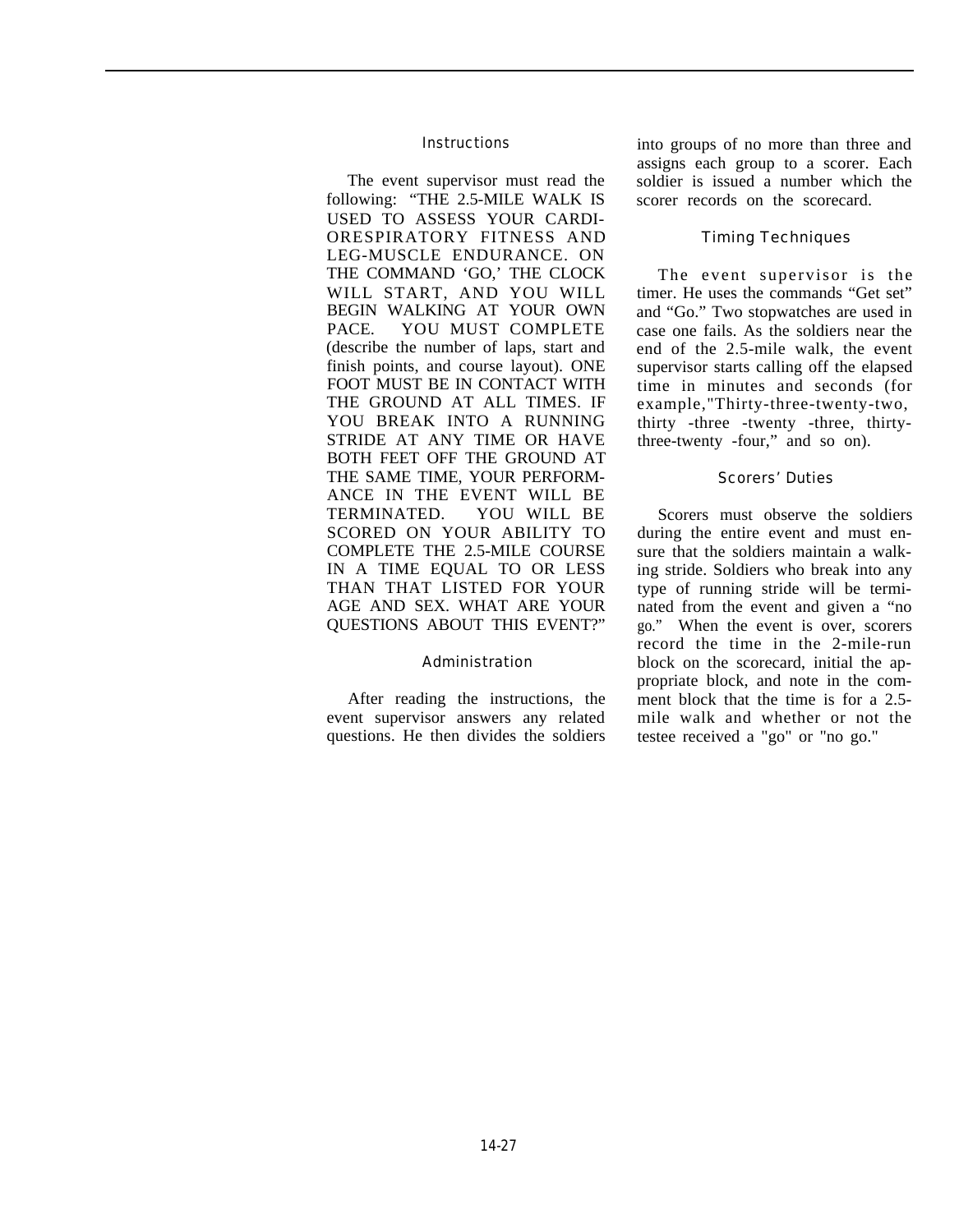### Instructions

The event supervisor must read the following: "THE 2.5-MILE WALK IS USED TO ASSESS YOUR CARDIORESPIRATORY FITNESS AND LEG-MUSCLE ENDURANCE. ON THE COMMAND 'GO,' THE CLOCK WILL START, AND YOU WILL BEGIN WALKING AT YOUR OWN PACE. YOU MUST COMPLETE (describe the number of laps, start and finish points, and course layout). ONE FOOT MUST BE IN CONTACT WITH THE GROUND AT ALL TIMES. IF YOU BREAK INTO A RUNNING STRIDE AT ANY TIME OR HAVE BOTH FEET OFF THE GROUND AT THE SAME TIME, YOUR PERFORMANCE IN THE EVENT WILL BE TERMINATED. YOU WILL BE SCORED ON YOUR ABILITY TO COMPLETE THE 2.5-MILE COURSE IN A TIME EQUAL TO OR LESS THAN THAT LISTED FOR YOUR AGE AND SEX. WHAT ARE YOUR QUESTIONS ABOUT THIS EVENT?"

### Administration

After reading the instructions, the event supervisor answers any related questions. He then divides the soldiers into groups of no more than three and assigns each group to a scorer. Each soldier is issued a number which the scorer records on the scorecard.

### Timing Techniques

The event supervisor is the timer. He uses the commands "Get set" and "Go." Two stopwatches are used in case one fails. As the soldiers near the end of the 2.5-mile walk, the event supervisor starts calling off the elapsed time in minutes and seconds (for example,"Thirty-three-twenty-two, thirty -three -twenty -three, thirty-three-twenty -four," and so on).

### Scorers' Duties

Scorers must observe the soldiers during the entire event and must ensure that the soldiers maintain a walking stride. Soldiers who break into any type of running stride will be terminated from the event and given a "no go." When the event is over, scorers record the time in the 2-mile-run block on the scorecard, initial the appropriate block, and note in the comment block that the time is for a 2.5-mile walk and whether or not the testee received a "go" or "no go."